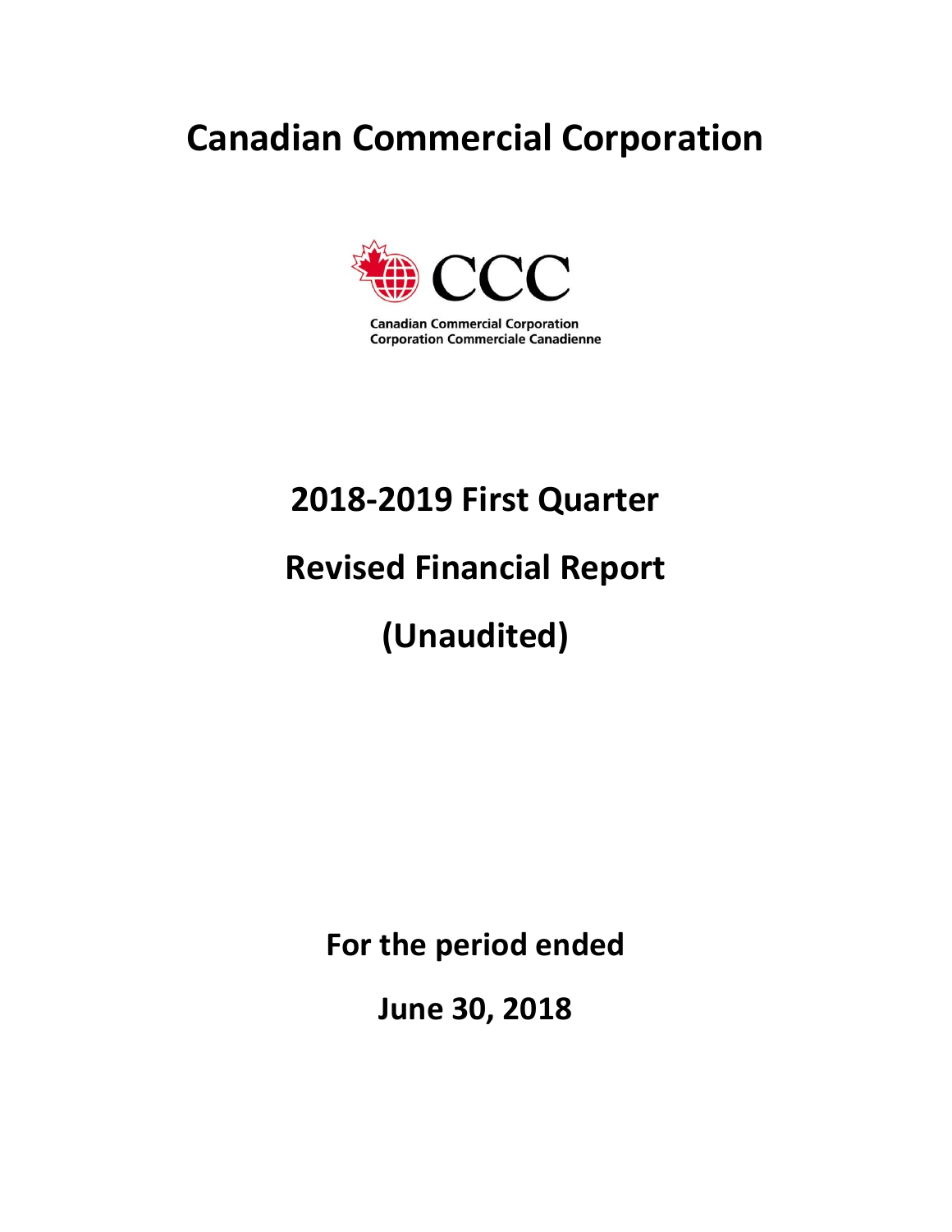# Canadian Commercial Corporation

Canadian Commercial Corporation
Corporation Commerciale Canadienne

## 2018-2019 First Quarter

## Revised Financial Report

## (Unaudited)

**For the period ended**

**June 30, 2018**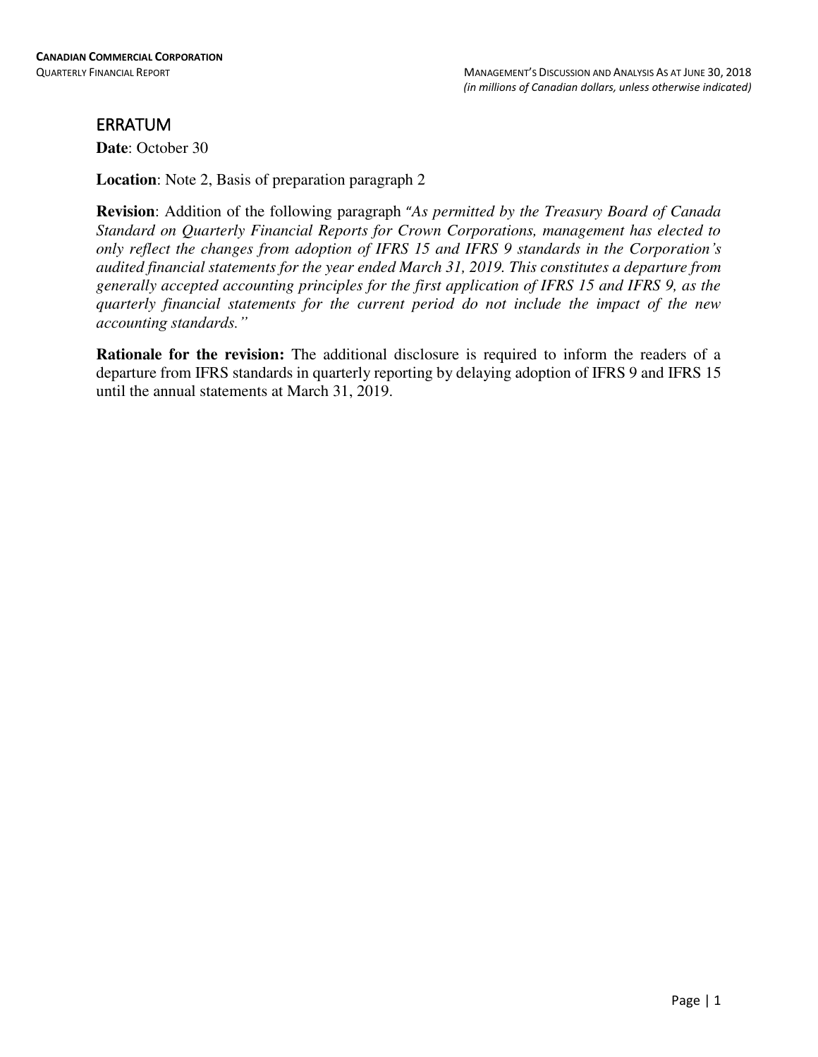## ERRATUM

**Date**: October 30

**Location**: Note 2, Basis of preparation paragraph 2

**Revision**: Addition of the following paragraph *"As permitted by the Treasury Board of Canada Standard on Quarterly Financial Reports for Crown Corporations, management has elected to only reflect the changes from adoption of IFRS 15 and IFRS 9 standards in the Corporation's audited financial statements for the year ended March 31, 2019. This constitutes a departure from generally accepted accounting principles for the first application of IFRS 15 and IFRS 9, as the quarterly financial statements for the current period do not include the impact of the new accounting standards."*

**Rationale for the revision:** The additional disclosure is required to inform the readers of a departure from IFRS standards in quarterly reporting by delaying adoption of IFRS 9 and IFRS 15 until the annual statements at March 31, 2019.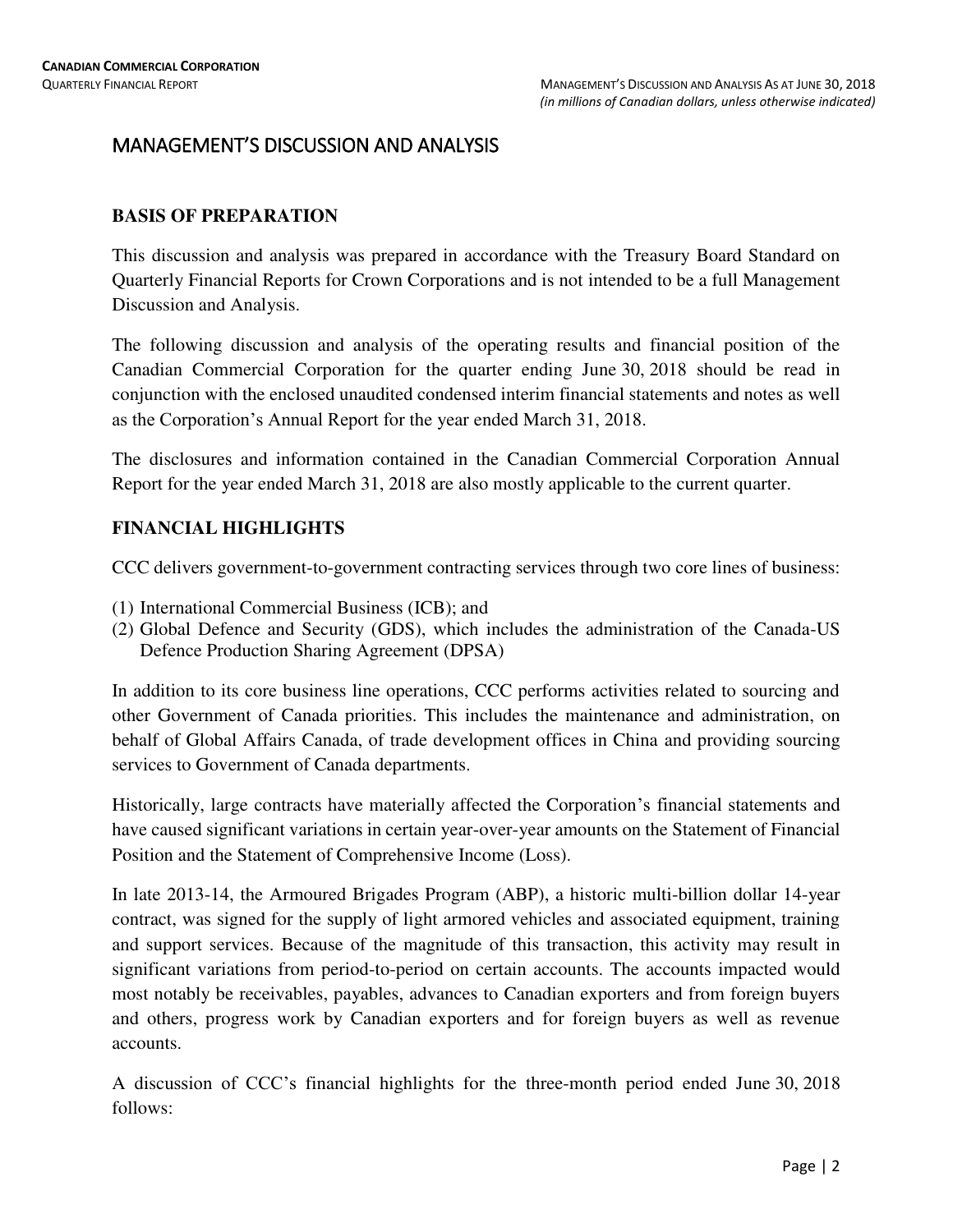# MANAGEMENT'S DISCUSSION AND ANALYSIS

## BASIS OF PREPARATION

This discussion and analysis was prepared in accordance with the Treasury Board Standard on Quarterly Financial Reports for Crown Corporations and is not intended to be a full Management Discussion and Analysis.

The following discussion and analysis of the operating results and financial position of the Canadian Commercial Corporation for the quarter ending June 30, 2018 should be read in conjunction with the enclosed unaudited condensed interim financial statements and notes as well as the Corporation's Annual Report for the year ended March 31, 2018.

The disclosures and information contained in the Canadian Commercial Corporation Annual Report for the year ended March 31, 2018 are also mostly applicable to the current quarter.

## FINANCIAL HIGHLIGHTS

CCC delivers government-to-government contracting services through two core lines of business:

(1) International Commercial Business (ICB); and
(2) Global Defence and Security (GDS), which includes the administration of the Canada-US Defence Production Sharing Agreement (DPSA)

In addition to its core business line operations, CCC performs activities related to sourcing and other Government of Canada priorities. This includes the maintenance and administration, on behalf of Global Affairs Canada, of trade development offices in China and providing sourcing services to Government of Canada departments.

Historically, large contracts have materially affected the Corporation's financial statements and have caused significant variations in certain year-over-year amounts on the Statement of Financial Position and the Statement of Comprehensive Income (Loss).

In late 2013-14, the Armoured Brigades Program (ABP), a historic multi-billion dollar 14-year contract, was signed for the supply of light armored vehicles and associated equipment, training and support services. Because of the magnitude of this transaction, this activity may result in significant variations from period-to-period on certain accounts. The accounts impacted would most notably be receivables, payables, advances to Canadian exporters and from foreign buyers and others, progress work by Canadian exporters and for foreign buyers as well as revenue accounts.

A discussion of CCC's financial highlights for the three-month period ended June 30, 2018 follows: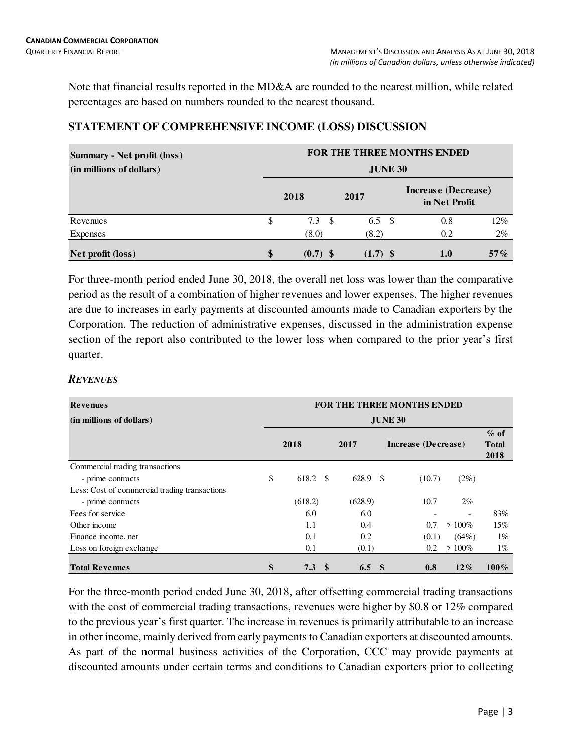Note that financial results reported in the MD&A are rounded to the nearest million, while related percentages are based on numbers rounded to the nearest thousand.

## STATEMENT OF COMPREHENSIVE INCOME (LOSS) DISCUSSION

| Summary - Net profit (loss) (in millions of dollars) | FOR THE THREE MONTHS ENDED JUNE 30 | | | |
|---|---|---|---|---|
| | 2018 | 2017 | Increase (Decrease) in Net Profit | |
| Revenues | $ 7.3 | $ 6.5 | $ 0.8 | 12% |
| Expenses | (8.0) | (8.2) | 0.2 | 2% |
| **Net profit (loss)** | **$ (0.7)** | **$ (1.7)** | **$ 1.0** | **57%** |

For three-month period ended June 30, 2018, the overall net loss was lower than the comparative period as the result of a combination of higher revenues and lower expenses. The higher revenues are due to increases in early payments at discounted amounts made to Canadian exporters by the Corporation. The reduction of administrative expenses, discussed in the administration expense section of the report also contributed to the lower loss when compared to the prior year's first quarter.

### *REVENUES*

| Revenues (in millions of dollars) | FOR THE THREE MONTHS ENDED JUNE 30 | | | | |
|---|---|---|---|---|---|
| | 2018 | 2017 | Increase (Decrease) | | % of Total 2018 |
| Commercial trading transactions | | | | | |
| - prime contracts | $ 618.2 | $ 628.9 | $ (10.7) | (2%) | |
| Less: Cost of commercial trading transactions | | | | | |
| - prime contracts | (618.2) | (628.9) | 10.7 | 2% | |
| Fees for service | 6.0 | 6.0 | - | - | 83% |
| Other income | 1.1 | 0.4 | 0.7 | > 100% | 15% |
| Finance income, net | 0.1 | 0.2 | (0.1) | (64%) | 1% |
| Loss on foreign exchange | 0.1 | (0.1) | 0.2 | > 100% | 1% |
| **Total Revenues** | **$ 7.3** | **$ 6.5** | **$ 0.8** | **12%** | **100%** |

For the three-month period ended June 30, 2018, after offsetting commercial trading transactions with the cost of commercial trading transactions, revenues were higher by $0.8 or 12% compared to the previous year's first quarter. The increase in revenues is primarily attributable to an increase in other income, mainly derived from early payments to Canadian exporters at discounted amounts. As part of the normal business activities of the Corporation, CCC may provide payments at discounted amounts under certain terms and conditions to Canadian exporters prior to collecting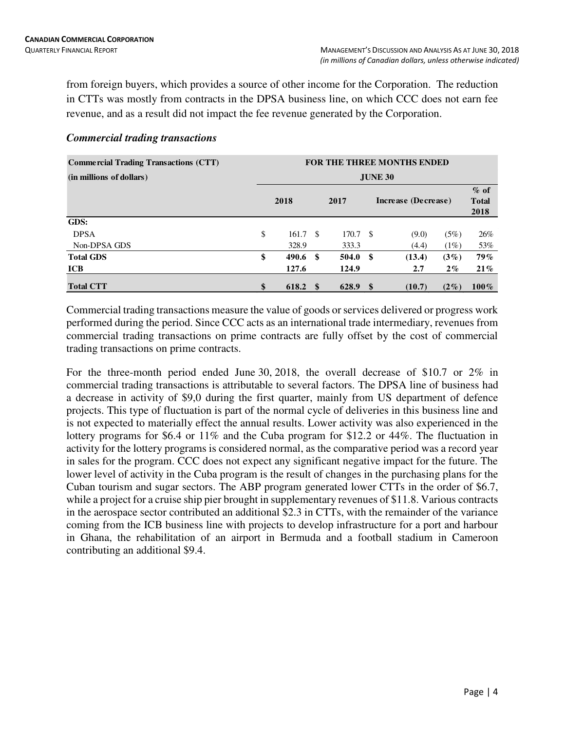from foreign buyers, which provides a source of other income for the Corporation. The reduction in CTTs was mostly from contracts in the DPSA business line, on which CCC does not earn fee revenue, and as a result did not impact the fee revenue generated by the Corporation.

### *Commercial trading transactions*

| **Commercial Trading Transactions (CTT) (in millions of dollars)** | **FOR THE THREE MONTHS ENDED JUNE 30** | | | | |
|---|---|---|---|---|---|
| | **2018** | **2017** | **Increase (Decrease)** | | **% of Total 2018** |
| **GDS:** | | | | | |
| DPSA | $ 161.7 | $ 170.7 | $ (9.0) | (5%) | 26% |
| Non-DPSA GDS | 328.9 | 333.3 | (4.4) | (1%) | 53% |
| **Total GDS** | **$ 490.6** | **$ 504.0** | **$ (13.4)** | **(3%)** | **79%** |
| **ICB** | **127.6** | **124.9** | **2.7** | **2%** | **21%** |
| **Total CTT** | **$ 618.2** | **$ 628.9** | **$ (10.7)** | **(2%)** | **100%** |

Commercial trading transactions measure the value of goods or services delivered or progress work performed during the period. Since CCC acts as an international trade intermediary, revenues from commercial trading transactions on prime contracts are fully offset by the cost of commercial trading transactions on prime contracts.

For the three-month period ended June 30, 2018, the overall decrease of $10.7 or 2% in commercial trading transactions is attributable to several factors. The DPSA line of business had a decrease in activity of $9,0 during the first quarter, mainly from US department of defence projects. This type of fluctuation is part of the normal cycle of deliveries in this business line and is not expected to materially effect the annual results. Lower activity was also experienced in the lottery programs for $6.4 or 11% and the Cuba program for $12.2 or 44%. The fluctuation in activity for the lottery programs is considered normal, as the comparative period was a record year in sales for the program. CCC does not expect any significant negative impact for the future. The lower level of activity in the Cuba program is the result of changes in the purchasing plans for the Cuban tourism and sugar sectors. The ABP program generated lower CTTs in the order of $6.7, while a project for a cruise ship pier brought in supplementary revenues of $11.8. Various contracts in the aerospace sector contributed an additional $2.3 in CTTs, with the remainder of the variance coming from the ICB business line with projects to develop infrastructure for a port and harbour in Ghana, the rehabilitation of an airport in Bermuda and a football stadium in Cameroon contributing an additional $9.4.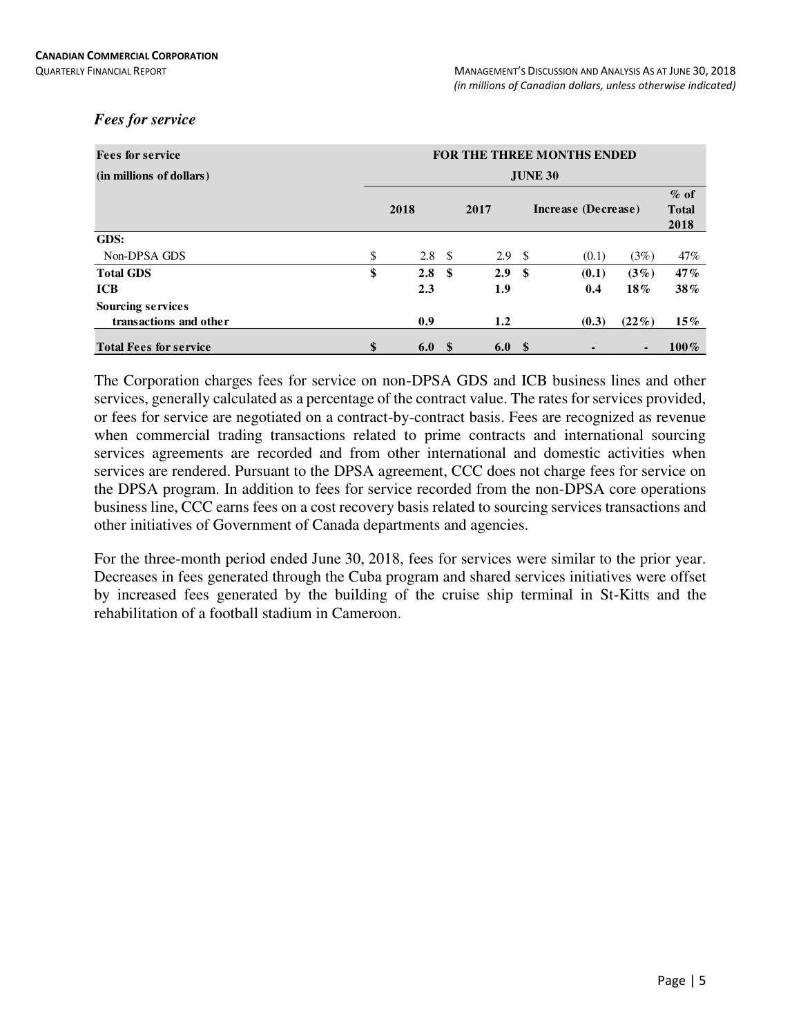### *Fees for service*

| **Fees for service (in millions of dollars)** | **FOR THE THREE MONTHS ENDED JUNE 30** | | | | |
|---|---|---|---|---|---|
| | **2018** | **2017** | **Increase (Decrease)** | | **% of Total 2018** |
| **GDS:** | | | | | |
| Non-DPSA GDS | $ 2.8 | $ 2.9 | $ (0.1) | (3%) | 47% |
| **Total GDS** | **$ 2.8** | **$ 2.9** | **$ (0.1)** | **(3%)** | **47%** |
| **ICB** | **2.3** | **1.9** | **0.4** | **18%** | **38%** |
| **Sourcing services transactions and other** | **0.9** | **1.2** | **(0.3)** | **(22%)** | **15%** |
| **Total Fees for service** | **$ 6.0** | **$ 6.0** | **$ -** | **-** | **100%** |

The Corporation charges fees for service on non-DPSA GDS and ICB business lines and other services, generally calculated as a percentage of the contract value. The rates for services provided, or fees for service are negotiated on a contract-by-contract basis. Fees are recognized as revenue when commercial trading transactions related to prime contracts and international sourcing services agreements are recorded and from other international and domestic activities when services are rendered. Pursuant to the DPSA agreement, CCC does not charge fees for service on the DPSA program. In addition to fees for service recorded from the non-DPSA core operations business line, CCC earns fees on a cost recovery basis related to sourcing services transactions and other initiatives of Government of Canada departments and agencies.

For the three-month period ended June 30, 2018, fees for services were similar to the prior year. Decreases in fees generated through the Cuba program and shared services initiatives were offset by increased fees generated by the building of the cruise ship terminal in St-Kitts and the rehabilitation of a football stadium in Cameroon.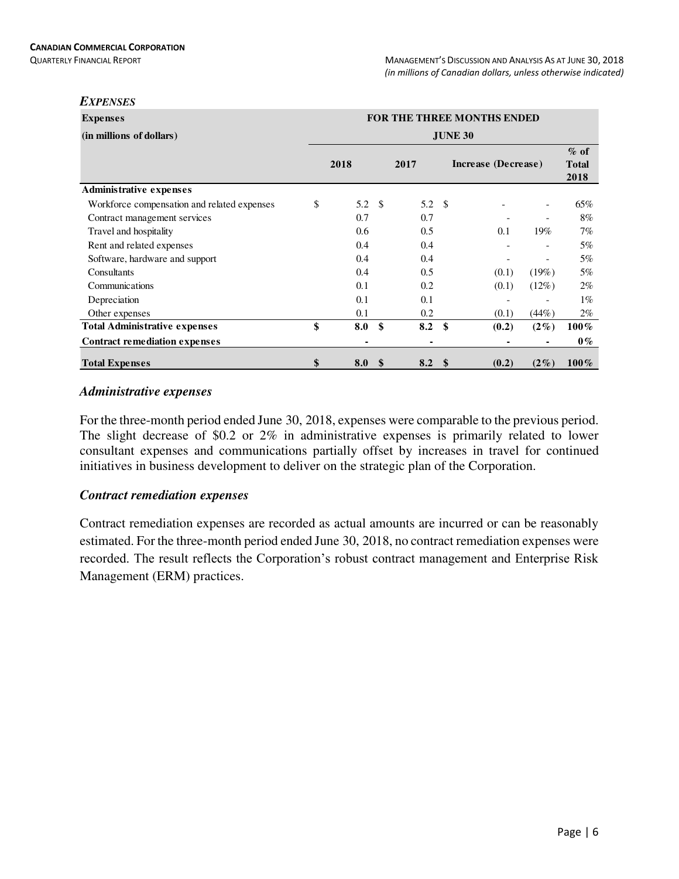### *EXPENSES*

| Expenses (in millions of dollars) | FOR THE THREE MONTHS ENDED JUNE 30 | | | | |
|---|---|---|---|---|---|
| | 2018 | 2017 | Increase (Decrease) | | % of Total 2018 |
| **Administrative expenses** | | | | | |
| Workforce compensation and related expenses | $ 5.2 | $ 5.2 | $ - | - | 65% |
| Contract management services | 0.7 | 0.7 | - | - | 8% |
| Travel and hospitality | 0.6 | 0.5 | 0.1 | 19% | 7% |
| Rent and related expenses | 0.4 | 0.4 | - | - | 5% |
| Software, hardware and support | 0.4 | 0.4 | - | - | 5% |
| Consultants | 0.4 | 0.5 | (0.1) | (19%) | 5% |
| Communications | 0.1 | 0.2 | (0.1) | (12%) | 2% |
| Depreciation | 0.1 | 0.1 | - | - | 1% |
| Other expenses | 0.1 | 0.2 | (0.1) | (44%) | 2% |
| **Total Administrative expenses** | **$ 8.0** | **$ 8.2** | **$ (0.2)** | **(2%)** | **100%** |
| **Contract remediation expenses** | **-** | **-** | **-** | **-** | **0%** |
| **Total Expenses** | **$ 8.0** | **$ 8.2** | **$ (0.2)** | **(2%)** | **100%** |

### *Administrative expenses*

For the three-month period ended June 30, 2018, expenses were comparable to the previous period. The slight decrease of $0.2 or 2% in administrative expenses is primarily related to lower consultant expenses and communications partially offset by increases in travel for continued initiatives in business development to deliver on the strategic plan of the Corporation.

### *Contract remediation expenses*

Contract remediation expenses are recorded as actual amounts are incurred or can be reasonably estimated. For the three-month period ended June 30, 2018, no contract remediation expenses were recorded. The result reflects the Corporation's robust contract management and Enterprise Risk Management (ERM) practices.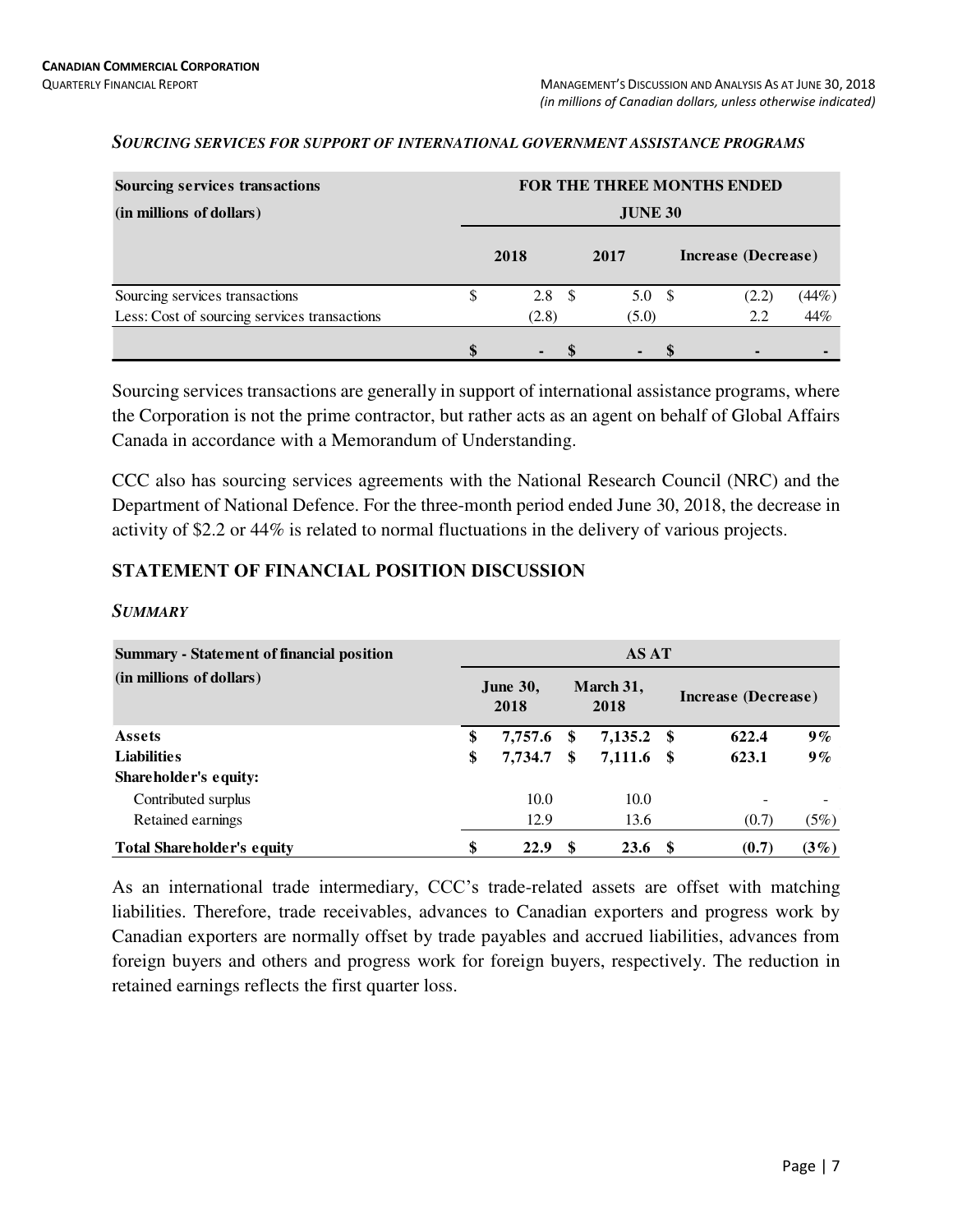### *SOURCING SERVICES FOR SUPPORT OF INTERNATIONAL GOVERNMENT ASSISTANCE PROGRAMS*

| Sourcing services transactions (in millions of dollars) | FOR THE THREE MONTHS ENDED JUNE 30 | | | |
|---|---|---|---|---|
| | 2018 | 2017 | Increase (Decrease) | |
| Sourcing services transactions | $ 2.8 | $ 5.0 | $ (2.2) | (44%) |
| Less: Cost of sourcing services transactions | (2.8) | (5.0) | 2.2 | 44% |
| | **$ -** | **$ -** | **$ -** | **-** |

Sourcing services transactions are generally in support of international assistance programs, where the Corporation is not the prime contractor, but rather acts as an agent on behalf of Global Affairs Canada in accordance with a Memorandum of Understanding.

CCC also has sourcing services agreements with the National Research Council (NRC) and the Department of National Defence. For the three-month period ended June 30, 2018, the decrease in activity of $2.2 or 44% is related to normal fluctuations in the delivery of various projects.

## STATEMENT OF FINANCIAL POSITION DISCUSSION

### *SUMMARY*

| Summary - Statement of financial position (in millions of dollars) | AS AT | | | |
|---|---|---|---|---|
| | June 30, 2018 | March 31, 2018 | Increase (Decrease) | |
| **Assets** | **$ 7,757.6** | **$ 7,135.2** | **$ 622.4** | **9%** |
| **Liabilities** | **$ 7,734.7** | **$ 7,111.6** | **$ 623.1** | **9%** |
| **Shareholder's equity:** | | | | |
| Contributed surplus | 10.0 | 10.0 | - | - |
| Retained earnings | 12.9 | 13.6 | (0.7) | (5%) |
| **Total Shareholder's equity** | **$ 22.9** | **$ 23.6** | **$ (0.7)** | **(3%)** |

As an international trade intermediary, CCC's trade-related assets are offset with matching liabilities. Therefore, trade receivables, advances to Canadian exporters and progress work by Canadian exporters are normally offset by trade payables and accrued liabilities, advances from foreign buyers and others and progress work for foreign buyers, respectively. The reduction in retained earnings reflects the first quarter loss.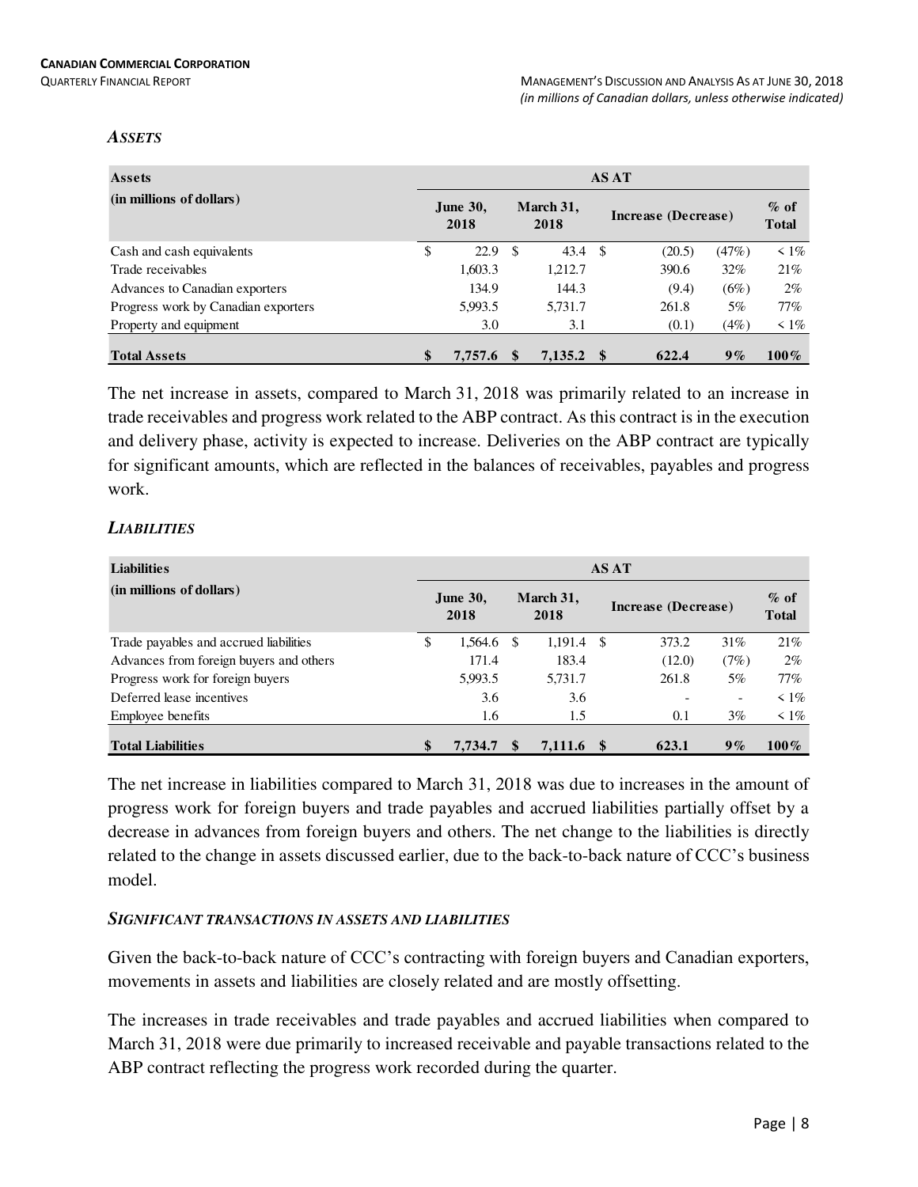### *ASSETS*

| Assets (in millions of dollars) | June 30, 2018 | March 31, 2018 | Increase (Decrease) | | % of Total |
|---|---|---|---|---|---|
| Cash and cash equivalents | $ 22.9 | $ 43.4 | $ (20.5) | (47%) | < 1% |
| Trade receivables | 1,603.3 | 1,212.7 | 390.6 | 32% | 21% |
| Advances to Canadian exporters | 134.9 | 144.3 | (9.4) | (6%) | 2% |
| Progress work by Canadian exporters | 5,993.5 | 5,731.7 | 261.8 | 5% | 77% |
| Property and equipment | 3.0 | 3.1 | (0.1) | (4%) | < 1% |
| **Total Assets** | **$ 7,757.6** | **$ 7,135.2** | **$ 622.4** | **9%** | **100%** |

The net increase in assets, compared to March 31, 2018 was primarily related to an increase in trade receivables and progress work related to the ABP contract. As this contract is in the execution and delivery phase, activity is expected to increase. Deliveries on the ABP contract are typically for significant amounts, which are reflected in the balances of receivables, payables and progress work.

### *LIABILITIES*

| Liabilities (in millions of dollars) | June 30, 2018 | March 31, 2018 | Increase (Decrease) | | % of Total |
|---|---|---|---|---|---|
| Trade payables and accrued liabilities | $ 1,564.6 | $ 1,191.4 | $ 373.2 | 31% | 21% |
| Advances from foreign buyers and others | 171.4 | 183.4 | (12.0) | (7%) | 2% |
| Progress work for foreign buyers | 5,993.5 | 5,731.7 | 261.8 | 5% | 77% |
| Deferred lease incentives | 3.6 | 3.6 | - | - | < 1% |
| Employee benefits | 1.6 | 1.5 | 0.1 | 3% | < 1% |
| **Total Liabilities** | **$ 7,734.7** | **$ 7,111.6** | **$ 623.1** | **9%** | **100%** |

The net increase in liabilities compared to March 31, 2018 was due to increases in the amount of progress work for foreign buyers and trade payables and accrued liabilities partially offset by a decrease in advances from foreign buyers and others. The net change to the liabilities is directly related to the change in assets discussed earlier, due to the back-to-back nature of CCC's business model.

### *SIGNIFICANT TRANSACTIONS IN ASSETS AND LIABILITIES*

Given the back-to-back nature of CCC's contracting with foreign buyers and Canadian exporters, movements in assets and liabilities are closely related and are mostly offsetting.

The increases in trade receivables and trade payables and accrued liabilities when compared to March 31, 2018 were due primarily to increased receivable and payable transactions related to the ABP contract reflecting the progress work recorded during the quarter.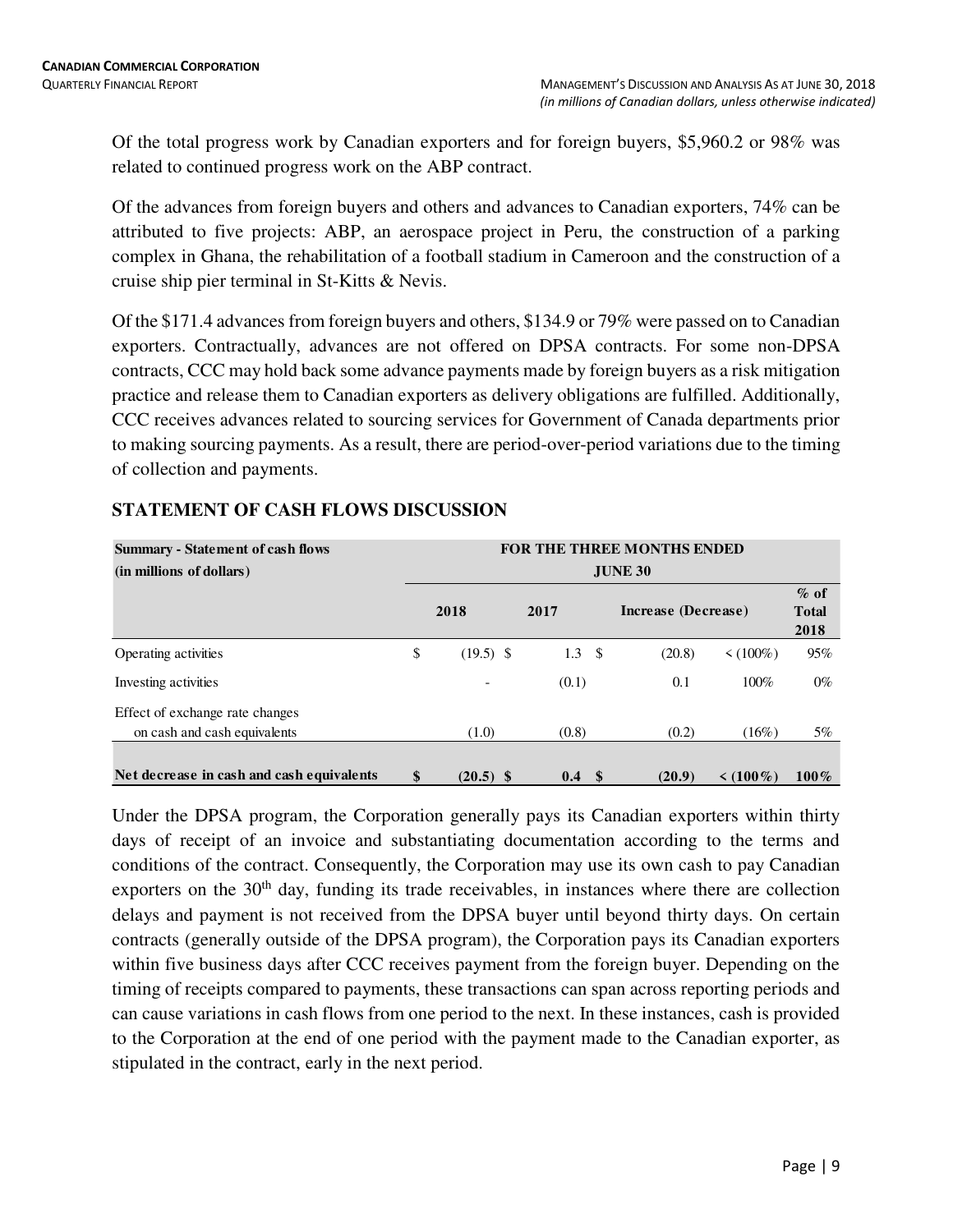Of the total progress work by Canadian exporters and for foreign buyers, $5,960.2 or 98% was related to continued progress work on the ABP contract.

Of the advances from foreign buyers and others and advances to Canadian exporters, 74% can be attributed to five projects: ABP, an aerospace project in Peru, the construction of a parking complex in Ghana, the rehabilitation of a football stadium in Cameroon and the construction of a cruise ship pier terminal in St-Kitts & Nevis.

Of the $171.4 advances from foreign buyers and others, $134.9 or 79% were passed on to Canadian exporters. Contractually, advances are not offered on DPSA contracts. For some non-DPSA contracts, CCC may hold back some advance payments made by foreign buyers as a risk mitigation practice and release them to Canadian exporters as delivery obligations are fulfilled. Additionally, CCC receives advances related to sourcing services for Government of Canada departments prior to making sourcing payments. As a result, there are period-over-period variations due to the timing of collection and payments.

## STATEMENT OF CASH FLOWS DISCUSSION

| **Summary - Statement of cash flows (in millions of dollars)** | **FOR THE THREE MONTHS ENDED JUNE 30** | | | | |
|---|---|---|---|---|---|
| | **2018** | **2017** | **Increase (Decrease)** | | **% of Total 2018** |
| Operating activities | $ (19.5) | $ 1.3 | $ (20.8) | < (100%) | 95% |
| Investing activities | - | (0.1) | 0.1 | 100% | 0% |
| Effect of exchange rate changes on cash and cash equivalents | (1.0) | (0.8) | (0.2) | (16%) | 5% |
| **Net decrease in cash and cash equivalents** | **$ (20.5)** | **$ 0.4** | **$ (20.9)** | **< (100%)** | **100%** |

Under the DPSA program, the Corporation generally pays its Canadian exporters within thirty days of receipt of an invoice and substantiating documentation according to the terms and conditions of the contract. Consequently, the Corporation may use its own cash to pay Canadian exporters on the 30th day, funding its trade receivables, in instances where there are collection delays and payment is not received from the DPSA buyer until beyond thirty days. On certain contracts (generally outside of the DPSA program), the Corporation pays its Canadian exporters within five business days after CCC receives payment from the foreign buyer. Depending on the timing of receipts compared to payments, these transactions can span across reporting periods and can cause variations in cash flows from one period to the next. In these instances, cash is provided to the Corporation at the end of one period with the payment made to the Canadian exporter, as stipulated in the contract, early in the next period.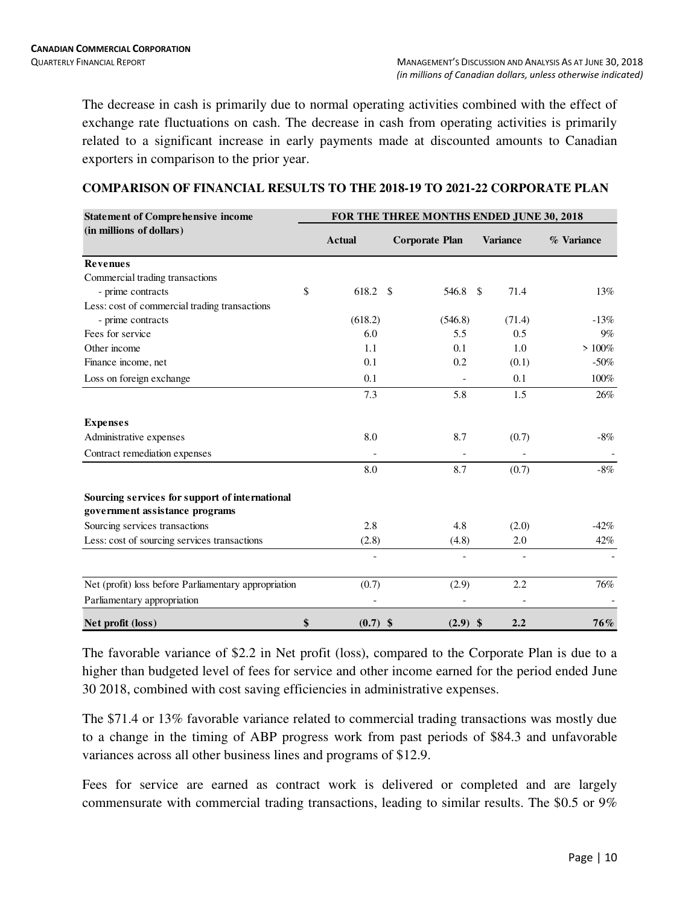The decrease in cash is primarily due to normal operating activities combined with the effect of exchange rate fluctuations on cash. The decrease in cash from operating activities is primarily related to a significant increase in early payments made at discounted amounts to Canadian exporters in comparison to the prior year.

## COMPARISON OF FINANCIAL RESULTS TO THE 2018-19 TO 2021-22 CORPORATE PLAN

| Statement of Comprehensive income (in millions of dollars) | FOR THE THREE MONTHS ENDED JUNE 30, 2018 | | | |
|---|---|---|---|---|
| | Actual | Corporate Plan | Variance | % Variance |
| **Revenues** | | | | |
| Commercial trading transactions | | | | |
| - prime contracts | $ 618.2 | $ 546.8 | $ 71.4 | 13% |
| Less: cost of commercial trading transactions | | | | |
| - prime contracts | (618.2) | (546.8) | (71.4) | -13% |
| Fees for service | 6.0 | 5.5 | 0.5 | 9% |
| Other income | 1.1 | 0.1 | 1.0 | > 100% |
| Finance income, net | 0.1 | 0.2 | (0.1) | -50% |
| Loss on foreign exchange | 0.1 | - | 0.1 | 100% |
| | 7.3 | 5.8 | 1.5 | 26% |
| **Expenses** | | | | |
| Administrative expenses | 8.0 | 8.7 | (0.7) | -8% |
| Contract remediation expenses | - | - | - | - |
| | 8.0 | 8.7 | (0.7) | -8% |
| **Sourcing services for support of international government assistance programs** | | | | |
| Sourcing services transactions | 2.8 | 4.8 | (2.0) | -42% |
| Less: cost of sourcing services transactions | (2.8) | (4.8) | 2.0 | 42% |
| | - | - | - | - |
| Net (profit) loss before Parliamentary appropriation | (0.7) | (2.9) | 2.2 | 76% |
| Parliamentary appropriation | - | - | - | - |
| **Net profit (loss)** | **$ (0.7)** | **$ (2.9)** | **$ 2.2** | **76%** |

The favorable variance of $2.2 in Net profit (loss), compared to the Corporate Plan is due to a higher than budgeted level of fees for service and other income earned for the period ended June 30 2018, combined with cost saving efficiencies in administrative expenses.

The $71.4 or 13% favorable variance related to commercial trading transactions was mostly due to a change in the timing of ABP progress work from past periods of $84.3 and unfavorable variances across all other business lines and programs of $12.9.

Fees for service are earned as contract work is delivered or completed and are largely commensurate with commercial trading transactions, leading to similar results. The $0.5 or 9%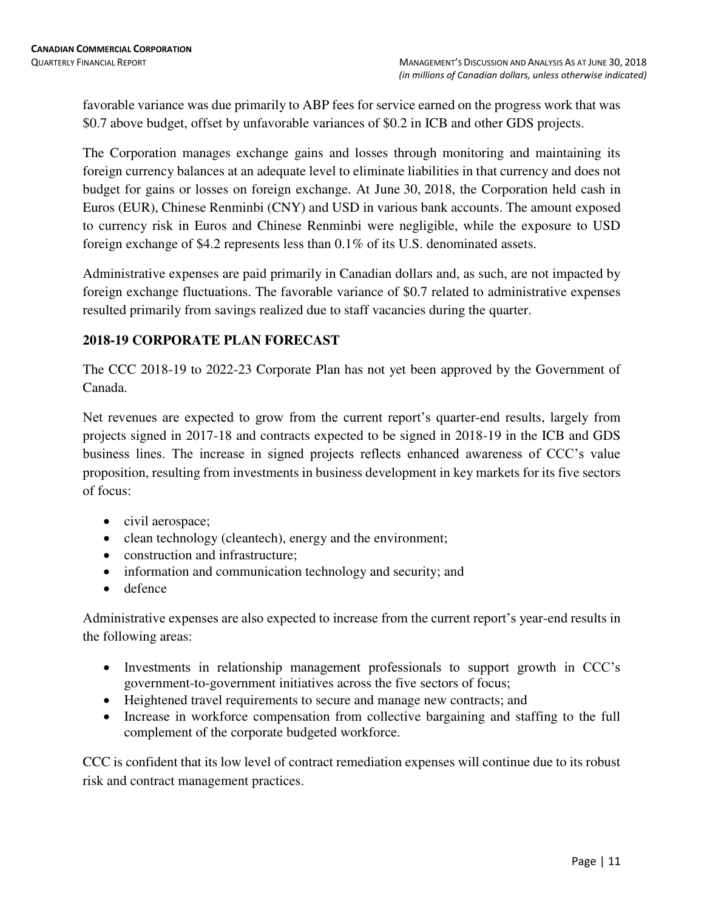favorable variance was due primarily to ABP fees for service earned on the progress work that was \$0.7 above budget, offset by unfavorable variances of \$0.2 in ICB and other GDS projects.

The Corporation manages exchange gains and losses through monitoring and maintaining its foreign currency balances at an adequate level to eliminate liabilities in that currency and does not budget for gains or losses on foreign exchange. At June 30, 2018, the Corporation held cash in Euros (EUR), Chinese Renminbi (CNY) and USD in various bank accounts. The amount exposed to currency risk in Euros and Chinese Renminbi were negligible, while the exposure to USD foreign exchange of \$4.2 represents less than 0.1% of its U.S. denominated assets.

Administrative expenses are paid primarily in Canadian dollars and, as such, are not impacted by foreign exchange fluctuations. The favorable variance of \$0.7 related to administrative expenses resulted primarily from savings realized due to staff vacancies during the quarter.

## 2018-19 CORPORATE PLAN FORECAST

The CCC 2018-19 to 2022-23 Corporate Plan has not yet been approved by the Government of Canada.

Net revenues are expected to grow from the current report's quarter-end results, largely from projects signed in 2017-18 and contracts expected to be signed in 2018-19 in the ICB and GDS business lines. The increase in signed projects reflects enhanced awareness of CCC's value proposition, resulting from investments in business development in key markets for its five sectors of focus:

- civil aerospace;
- clean technology (cleantech), energy and the environment;
- construction and infrastructure;
- information and communication technology and security; and
- defence

Administrative expenses are also expected to increase from the current report's year-end results in the following areas:

- Investments in relationship management professionals to support growth in CCC's government-to-government initiatives across the five sectors of focus;
- Heightened travel requirements to secure and manage new contracts; and
- Increase in workforce compensation from collective bargaining and staffing to the full complement of the corporate budgeted workforce.

CCC is confident that its low level of contract remediation expenses will continue due to its robust risk and contract management practices.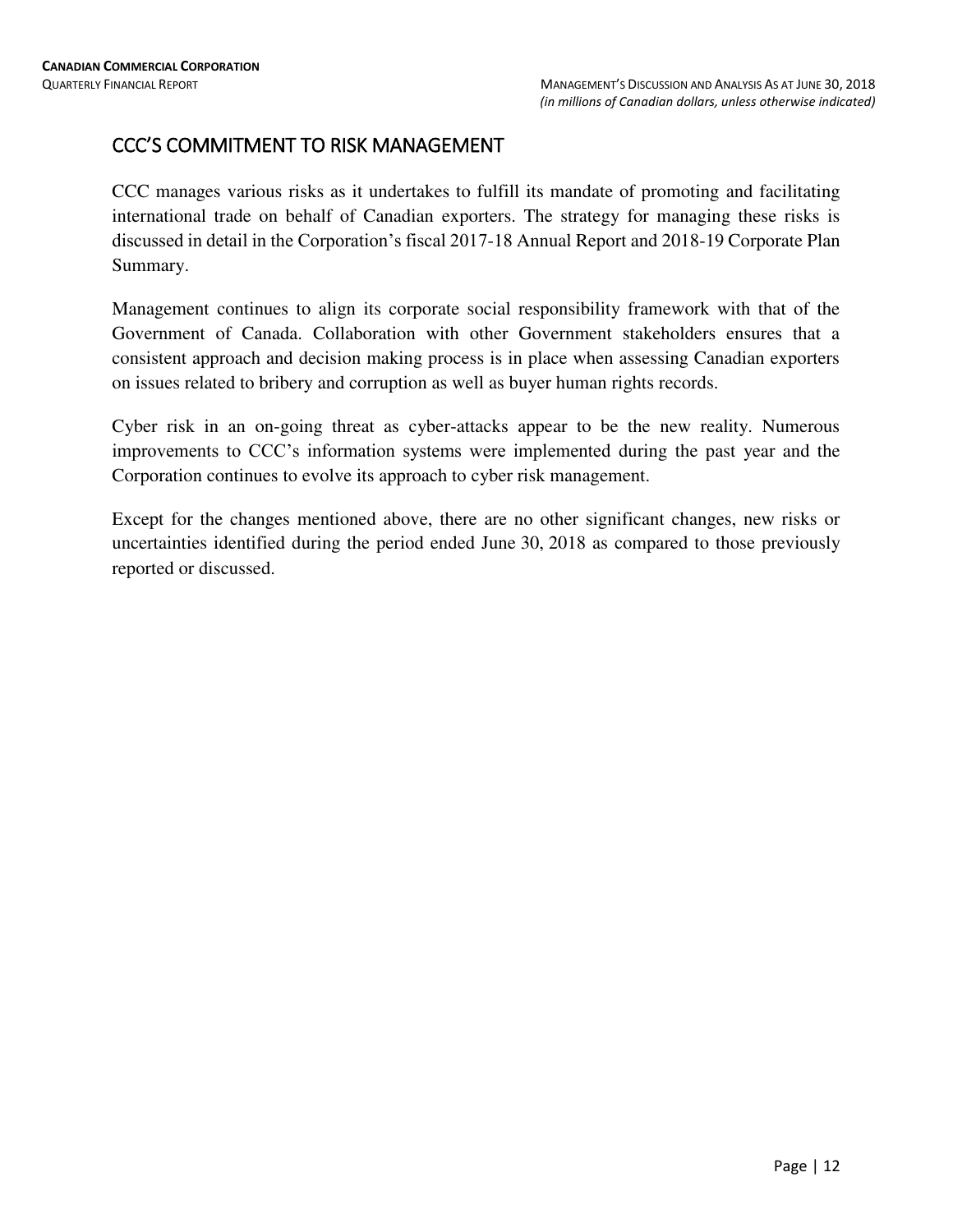## CCC'S COMMITMENT TO RISK MANAGEMENT

CCC manages various risks as it undertakes to fulfill its mandate of promoting and facilitating international trade on behalf of Canadian exporters. The strategy for managing these risks is discussed in detail in the Corporation's fiscal 2017-18 Annual Report and 2018-19 Corporate Plan Summary.

Management continues to align its corporate social responsibility framework with that of the Government of Canada. Collaboration with other Government stakeholders ensures that a consistent approach and decision making process is in place when assessing Canadian exporters on issues related to bribery and corruption as well as buyer human rights records.

Cyber risk in an on-going threat as cyber-attacks appear to be the new reality. Numerous improvements to CCC's information systems were implemented during the past year and the Corporation continues to evolve its approach to cyber risk management.

Except for the changes mentioned above, there are no other significant changes, new risks or uncertainties identified during the period ended June 30, 2018 as compared to those previously reported or discussed.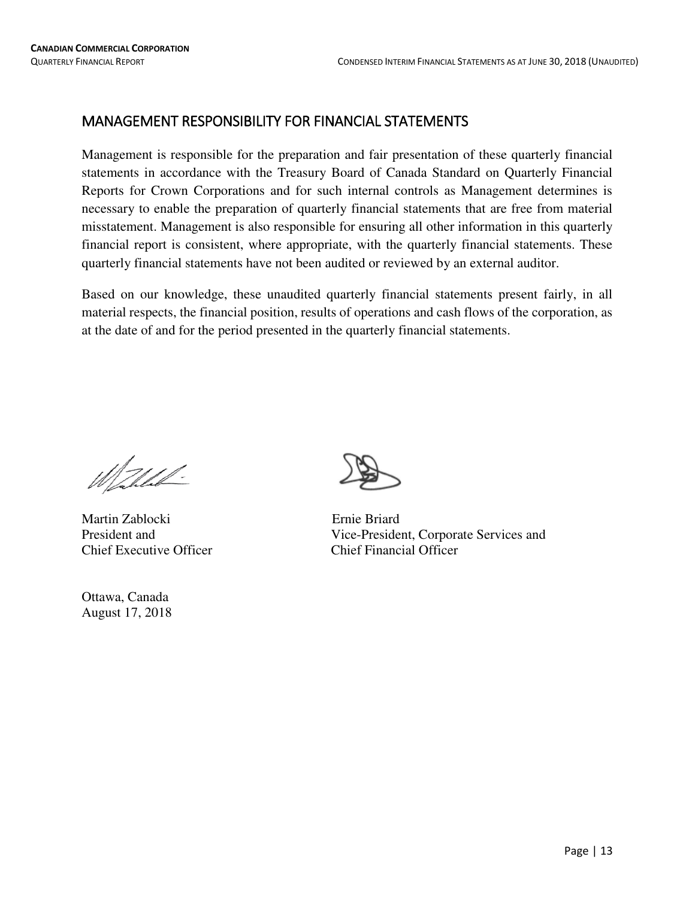## MANAGEMENT RESPONSIBILITY FOR FINANCIAL STATEMENTS

Management is responsible for the preparation and fair presentation of these quarterly financial statements in accordance with the Treasury Board of Canada Standard on Quarterly Financial Reports for Crown Corporations and for such internal controls as Management determines is necessary to enable the preparation of quarterly financial statements that are free from material misstatement. Management is also responsible for ensuring all other information in this quarterly financial report is consistent, where appropriate, with the quarterly financial statements. These quarterly financial statements have not been audited or reviewed by an external auditor.

Based on our knowledge, these unaudited quarterly financial statements present fairly, in all material respects, the financial position, results of operations and cash flows of the corporation, as at the date of and for the period presented in the quarterly financial statements.

Martin Zablocki
President and
Chief Executive Officer

Ernie Briard
Vice-President, Corporate Services and
Chief Financial Officer

Ottawa, Canada
August 17, 2018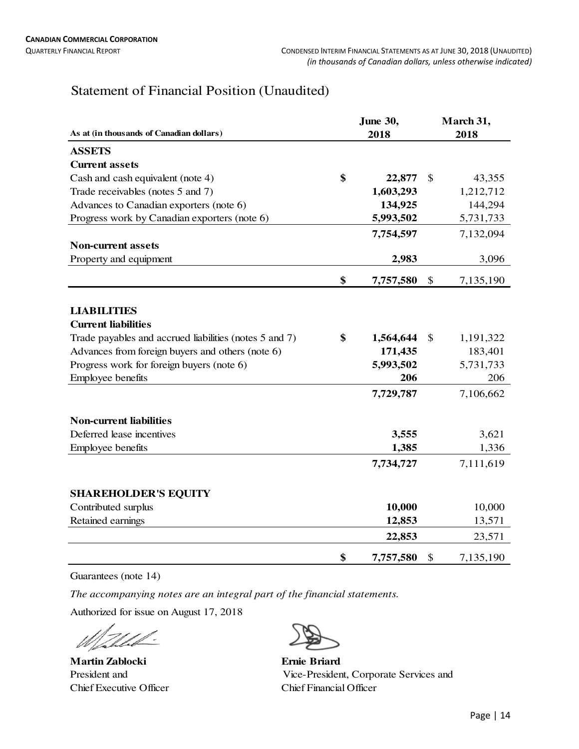# Statement of Financial Position (Unaudited)

| As at (in thousands of Canadian dollars) | | June 30, 2018 | | March 31, 2018 |
|---|---|---|---|---|
| **ASSETS** | | | | |
| **Current assets** | | | | |
| Cash and cash equivalent (note 4) | **$** | **22,877** | $ | 43,355 |
| Trade receivables (notes 5 and 7) | | **1,603,293** | | 1,212,712 |
| Advances to Canadian exporters (note 6) | | **134,925** | | 144,294 |
| Progress work by Canadian exporters (note 6) | | **5,993,502** | | 5,731,733 |
| | | **7,754,597** | | 7,132,094 |
| **Non-current assets** | | | | |
| Property and equipment | | **2,983** | | 3,096 |
| | **$** | **7,757,580** | $ | 7,135,190 |
| | | | | |
| **LIABILITIES** | | | | |
| **Current liabilities** | | | | |
| Trade payables and accrued liabilities (notes 5 and 7) | **$** | **1,564,644** | $ | 1,191,322 |
| Advances from foreign buyers and others (note 6) | | **171,435** | | 183,401 |
| Progress work for foreign buyers (note 6) | | **5,993,502** | | 5,731,733 |
| Employee benefits | | **206** | | 206 |
| | | **7,729,787** | | 7,106,662 |
| **Non-current liabilities** | | | | |
| Deferred lease incentives | | **3,555** | | 3,621 |
| Employee benefits | | **1,385** | | 1,336 |
| | | **7,734,727** | | 7,111,619 |
| | | | | |
| **SHAREHOLDER'S EQUITY** | | | | |
| Contributed surplus | | **10,000** | | 10,000 |
| Retained earnings | | **12,853** | | 13,571 |
| | | **22,853** | | 23,571 |
| | **$** | **7,757,580** | $ | 7,135,190 |

Guarantees (note 14)

*The accompanying notes are an integral part of the financial statements.*

Authorized for issue on August 17, 2018

**Martin Zablocki**
President and
Chief Executive Officer

**Ernie Briard**
Vice-President, Corporate Services and
Chief Financial Officer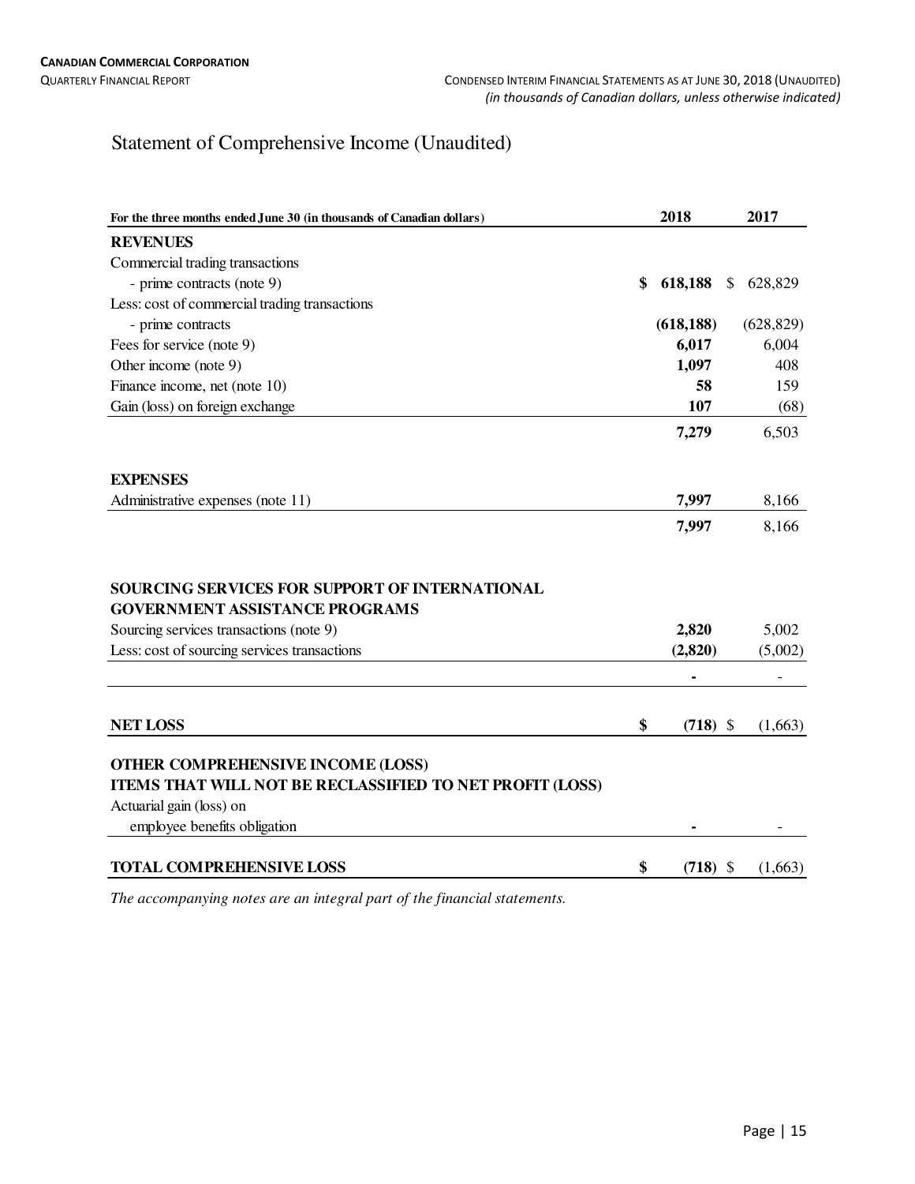# Statement of Comprehensive Income (Unaudited)

| For the three months ended June 30 (in thousands of Canadian dollars) | 2018 | 2017 |
|---|---|---|
| **REVENUES** | | |
| Commercial trading transactions | | |
| - prime contracts (note 9) | **$ 618,188** | $ 628,829 |
| Less: cost of commercial trading transactions | | |
| - prime contracts | **(618,188)** | (628,829) |
| Fees for service (note 9) | **6,017** | 6,004 |
| Other income (note 9) | **1,097** | 408 |
| Finance income, net (note 10) | **58** | 159 |
| Gain (loss) on foreign exchange | **107** | (68) |
| | **7,279** | 6,503 |
| **EXPENSES** | | |
| Administrative expenses (note 11) | **7,997** | 8,166 |
| | **7,997** | 8,166 |
| **SOURCING SERVICES FOR SUPPORT OF INTERNATIONAL GOVERNMENT ASSISTANCE PROGRAMS** | | |
| Sourcing services transactions (note 9) | **2,820** | 5,002 |
| Less: cost of sourcing services transactions | **(2,820)** | (5,002) |
| | **-** | - |
| **NET LOSS** | **$ (718)** | $ (1,663) |
| **OTHER COMPREHENSIVE INCOME (LOSS)** | | |
| **ITEMS THAT WILL NOT BE RECLASSIFIED TO NET PROFIT (LOSS)** | | |
| Actuarial gain (loss) on employee benefits obligation | **-** | - |
| **TOTAL COMPREHENSIVE LOSS** | **$ (718)** | $ (1,663) |

*The accompanying notes are an integral part of the financial statements.*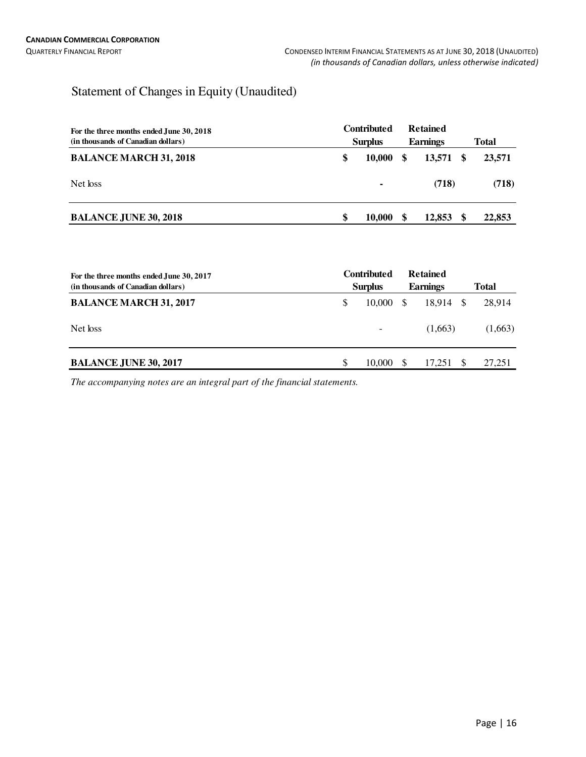# Statement of Changes in Equity (Unaudited)

| For the three months ended June 30, 2018 (in thousands of Canadian dollars) | Contributed Surplus | Retained Earnings | Total |
|---|---|---|---|
| **BALANCE MARCH 31, 2018** | **$ 10,000** | **$ 13,571** | **$ 23,571** |
| Net loss | **-** | **(718)** | **(718)** |
| **BALANCE JUNE 30, 2018** | **$ 10,000** | **$ 12,853** | **$ 22,853** |

| For the three months ended June 30, 2017 (in thousands of Canadian dollars) | Contributed Surplus | Retained Earnings | Total |
|---|---|---|---|
| **BALANCE MARCH 31, 2017** | $ 10,000 | $ 18,914 | $ 28,914 |
| Net loss | - | (1,663) | (1,663) |
| **BALANCE JUNE 30, 2017** | $ 10,000 | $ 17,251 | $ 27,251 |

*The accompanying notes are an integral part of the financial statements.*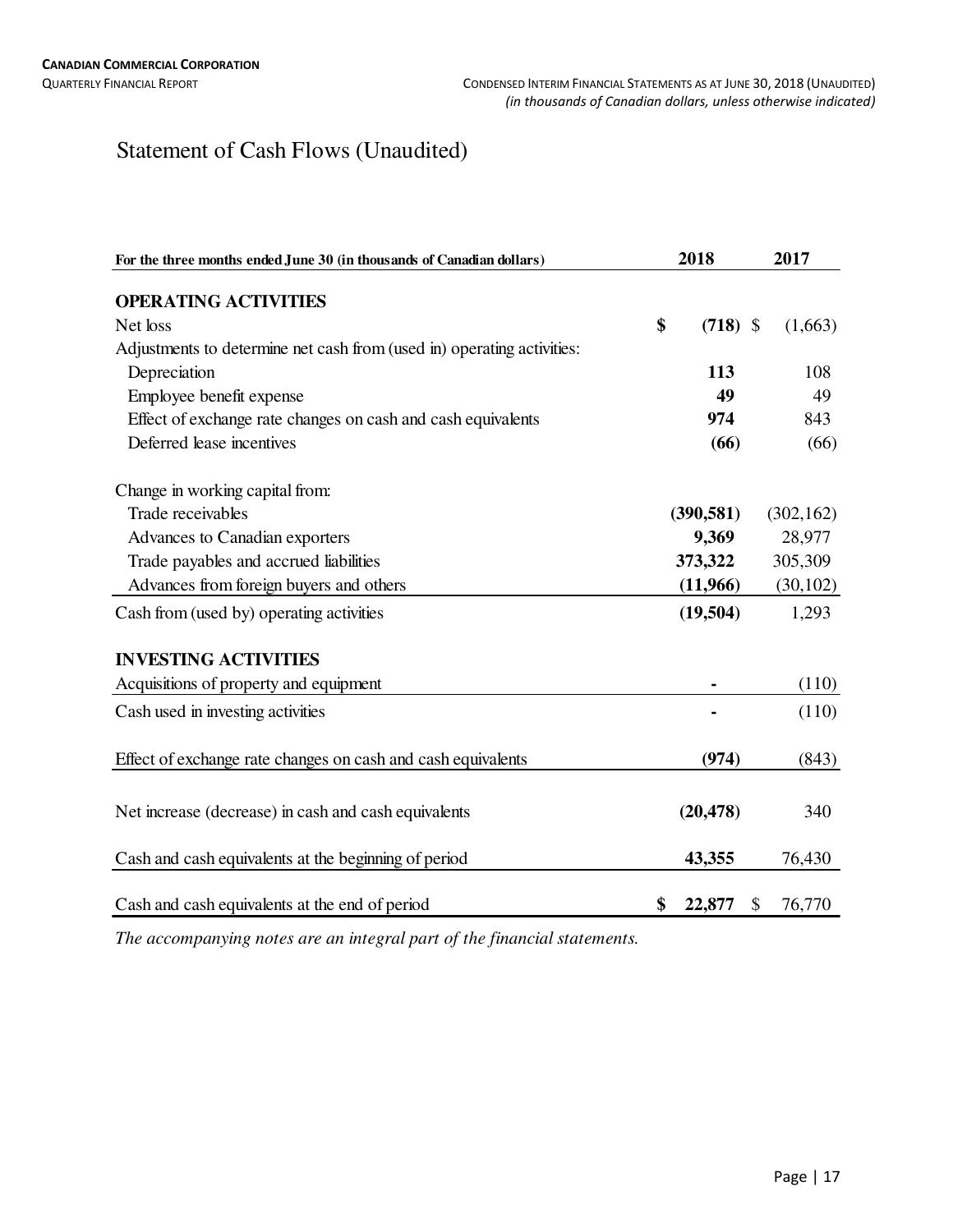# Statement of Cash Flows (Unaudited)

| For the three months ended June 30 (in thousands of Canadian dollars) | 2018 | 2017 |
|---|---|---|
| **OPERATING ACTIVITIES** | | |
| Net loss | **$ (718)** | $ (1,663) |
| Adjustments to determine net cash from (used in) operating activities: | | |
| Depreciation | **113** | 108 |
| Employee benefit expense | **49** | 49 |
| Effect of exchange rate changes on cash and cash equivalents | **974** | 843 |
| Deferred lease incentives | **(66)** | (66) |
| Change in working capital from: | | |
| Trade receivables | **(390,581)** | (302,162) |
| Advances to Canadian exporters | **9,369** | 28,977 |
| Trade payables and accrued liabilities | **373,322** | 305,309 |
| Advances from foreign buyers and others | **(11,966)** | (30,102) |
| Cash from (used by) operating activities | **(19,504)** | 1,293 |
| **INVESTING ACTIVITIES** | | |
| Acquisitions of property and equipment | **-** | (110) |
| Cash used in investing activities | **-** | (110) |
| Effect of exchange rate changes on cash and cash equivalents | **(974)** | (843) |
| Net increase (decrease) in cash and cash equivalents | **(20,478)** | 340 |
| Cash and cash equivalents at the beginning of period | **43,355** | 76,430 |
| Cash and cash equivalents at the end of period | **$ 22,877** | $ 76,770 |

*The accompanying notes are an integral part of the financial statements.*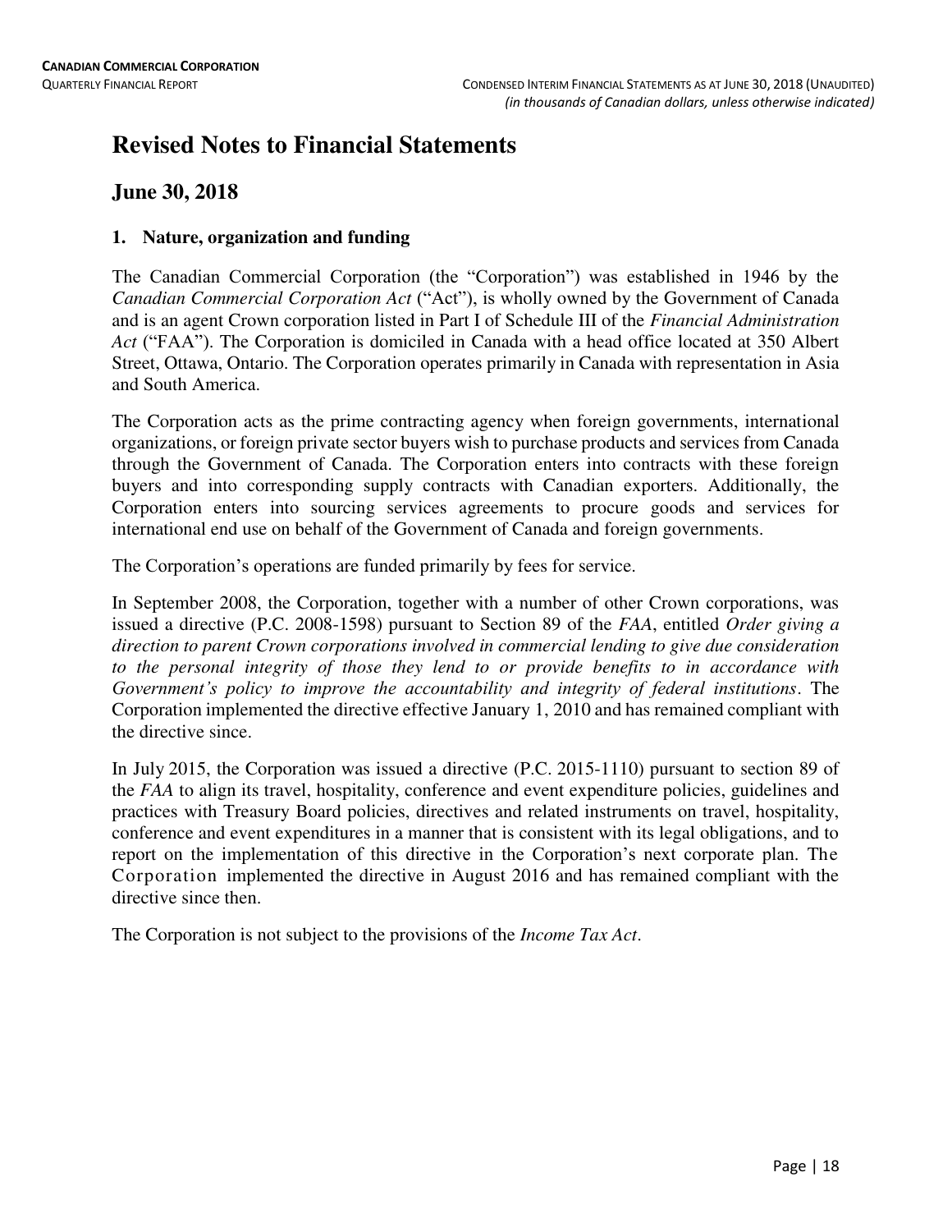# Revised Notes to Financial Statements

## June 30, 2018

### 1. Nature, organization and funding

The Canadian Commercial Corporation (the "Corporation") was established in 1946 by the *Canadian Commercial Corporation Act* ("Act"), is wholly owned by the Government of Canada and is an agent Crown corporation listed in Part I of Schedule III of the *Financial Administration Act* ("FAA"). The Corporation is domiciled in Canada with a head office located at 350 Albert Street, Ottawa, Ontario. The Corporation operates primarily in Canada with representation in Asia and South America.

The Corporation acts as the prime contracting agency when foreign governments, international organizations, or foreign private sector buyers wish to purchase products and services from Canada through the Government of Canada. The Corporation enters into contracts with these foreign buyers and into corresponding supply contracts with Canadian exporters. Additionally, the Corporation enters into sourcing services agreements to procure goods and services for international end use on behalf of the Government of Canada and foreign governments.

The Corporation's operations are funded primarily by fees for service.

In September 2008, the Corporation, together with a number of other Crown corporations, was issued a directive (P.C. 2008-1598) pursuant to Section 89 of the *FAA*, entitled *Order giving a direction to parent Crown corporations involved in commercial lending to give due consideration to the personal integrity of those they lend to or provide benefits to in accordance with Government's policy to improve the accountability and integrity of federal institutions*. The Corporation implemented the directive effective January 1, 2010 and has remained compliant with the directive since.

In July 2015, the Corporation was issued a directive (P.C. 2015-1110) pursuant to section 89 of the *FAA* to align its travel, hospitality, conference and event expenditure policies, guidelines and practices with Treasury Board policies, directives and related instruments on travel, hospitality, conference and event expenditures in a manner that is consistent with its legal obligations, and to report on the implementation of this directive in the Corporation's next corporate plan. The Corporation implemented the directive in August 2016 and has remained compliant with the directive since then.

The Corporation is not subject to the provisions of the *Income Tax Act*.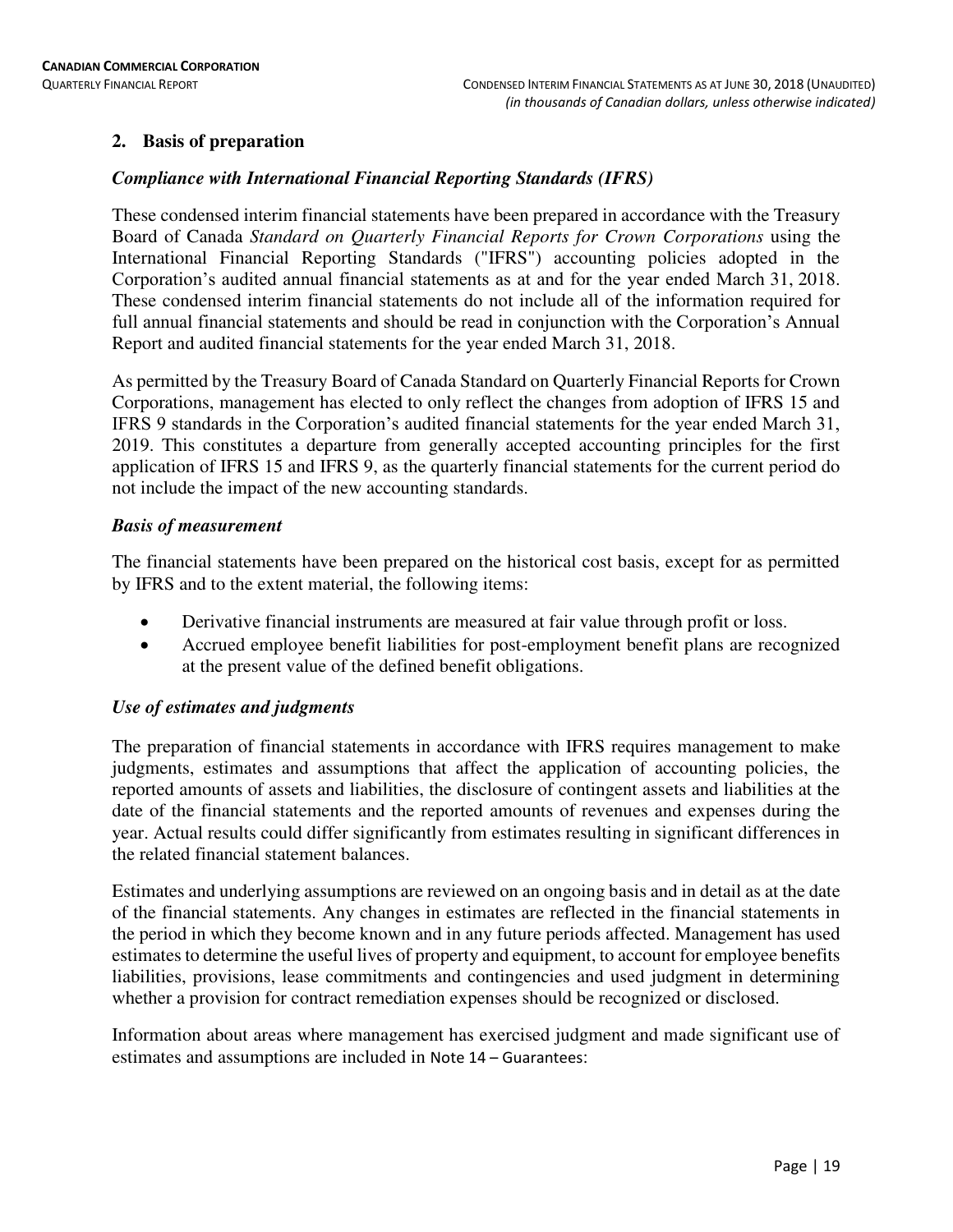## 2. Basis of preparation

### *Compliance with International Financial Reporting Standards (IFRS)*

These condensed interim financial statements have been prepared in accordance with the Treasury Board of Canada *Standard on Quarterly Financial Reports for Crown Corporations* using the International Financial Reporting Standards ("IFRS") accounting policies adopted in the Corporation's audited annual financial statements as at and for the year ended March 31, 2018. These condensed interim financial statements do not include all of the information required for full annual financial statements and should be read in conjunction with the Corporation's Annual Report and audited financial statements for the year ended March 31, 2018.

As permitted by the Treasury Board of Canada Standard on Quarterly Financial Reports for Crown Corporations, management has elected to only reflect the changes from adoption of IFRS 15 and IFRS 9 standards in the Corporation's audited financial statements for the year ended March 31, 2019. This constitutes a departure from generally accepted accounting principles for the first application of IFRS 15 and IFRS 9, as the quarterly financial statements for the current period do not include the impact of the new accounting standards.

### *Basis of measurement*

The financial statements have been prepared on the historical cost basis, except for as permitted by IFRS and to the extent material, the following items:

- Derivative financial instruments are measured at fair value through profit or loss.
- Accrued employee benefit liabilities for post-employment benefit plans are recognized at the present value of the defined benefit obligations.

### *Use of estimates and judgments*

The preparation of financial statements in accordance with IFRS requires management to make judgments, estimates and assumptions that affect the application of accounting policies, the reported amounts of assets and liabilities, the disclosure of contingent assets and liabilities at the date of the financial statements and the reported amounts of revenues and expenses during the year. Actual results could differ significantly from estimates resulting in significant differences in the related financial statement balances.

Estimates and underlying assumptions are reviewed on an ongoing basis and in detail as at the date of the financial statements. Any changes in estimates are reflected in the financial statements in the period in which they become known and in any future periods affected. Management has used estimates to determine the useful lives of property and equipment, to account for employee benefits liabilities, provisions, lease commitments and contingencies and used judgment in determining whether a provision for contract remediation expenses should be recognized or disclosed.

Information about areas where management has exercised judgment and made significant use of estimates and assumptions are included in Note 14 – Guarantees: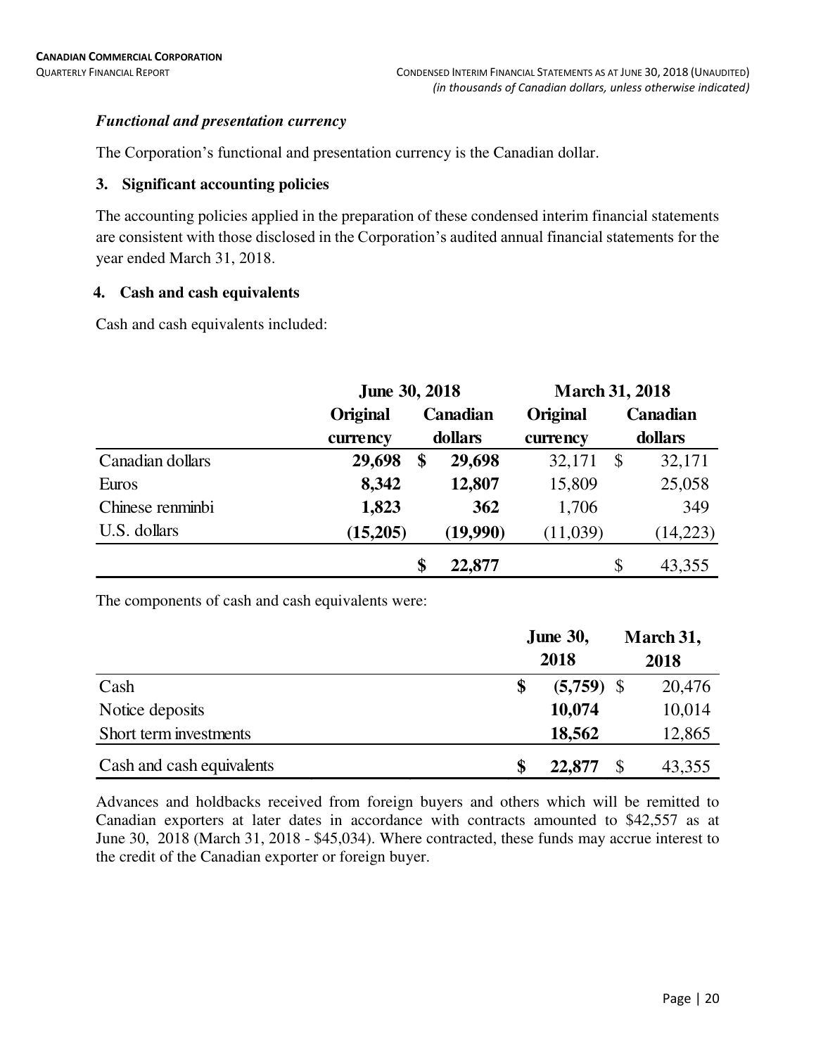### *Functional and presentation currency*

The Corporation's functional and presentation currency is the Canadian dollar.

### 3. Significant accounting policies

The accounting policies applied in the preparation of these condensed interim financial statements are consistent with those disclosed in the Corporation's audited annual financial statements for the year ended March 31, 2018.

### 4. Cash and cash equivalents

Cash and cash equivalents included:

| | June 30, 2018 | | March 31, 2018 | |
|---|---|---|---|---|
| | Original currency | Canadian dollars | Original currency | Canadian dollars |
| Canadian dollars | **29,698** | **$ 29,698** | 32,171 | $ 32,171 |
| Euros | **8,342** | **12,807** | 15,809 | 25,058 |
| Chinese renminbi | **1,823** | **362** | 1,706 | 349 |
| U.S. dollars | **(15,205)** | **(19,990)** | (11,039) | (14,223) |
| | | **$ 22,877** | | $ 43,355 |

The components of cash and cash equivalents were:

| | June 30, 2018 | March 31, 2018 |
|---|---|---|
| Cash | **$ (5,759)** | $ 20,476 |
| Notice deposits | **10,074** | 10,014 |
| Short term investments | **18,562** | 12,865 |
| Cash and cash equivalents | **$ 22,877** | $ 43,355 |

Advances and holdbacks received from foreign buyers and others which will be remitted to Canadian exporters at later dates in accordance with contracts amounted to $42,557 as at June 30, 2018 (March 31, 2018 - $45,034). Where contracted, these funds may accrue interest to the credit of the Canadian exporter or foreign buyer.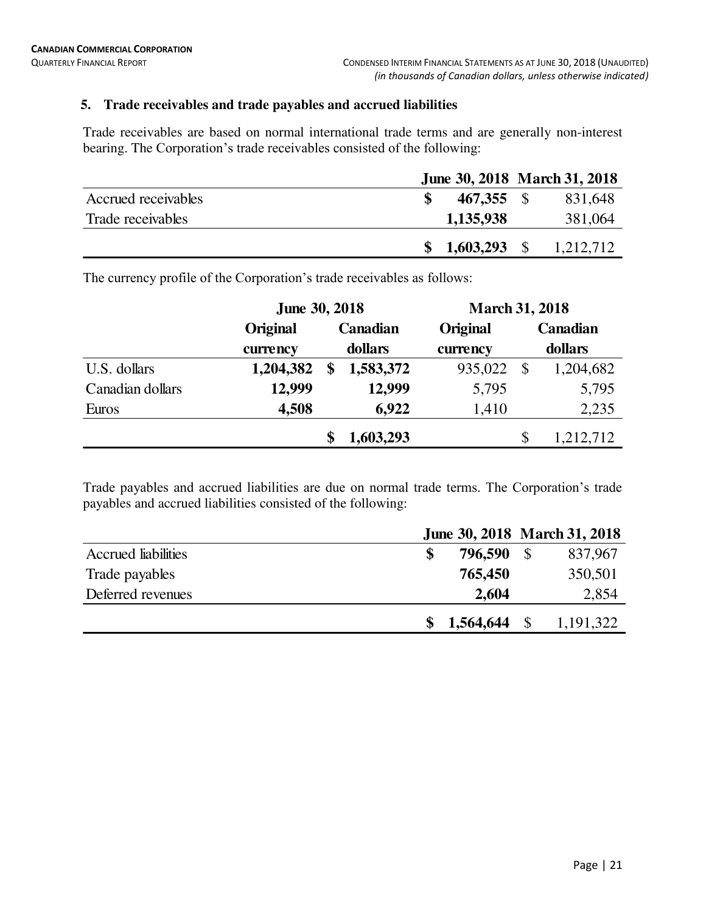## 5. Trade receivables and trade payables and accrued liabilities

Trade receivables are based on normal international trade terms and are generally non-interest bearing. The Corporation's trade receivables consisted of the following:

| | June 30, 2018 | March 31, 2018 |
|---|---|---|
| Accrued receivables | **$ 467,355** | $ 831,648 |
| Trade receivables | **1,135,938** | 381,064 |
| | **$ 1,603,293** | $ 1,212,712 |

The currency profile of the Corporation's trade receivables as follows:

| | June 30, 2018 | | March 31, 2018 | |
|---|---|---|---|---|
| | Original currency | Canadian dollars | Original currency | Canadian dollars |
| U.S. dollars | **1,204,382** | **$ 1,583,372** | 935,022 | $ 1,204,682 |
| Canadian dollars | **12,999** | **12,999** | 5,795 | 5,795 |
| Euros | **4,508** | **6,922** | 1,410 | 2,235 |
| | | **$ 1,603,293** | | $ 1,212,712 |

Trade payables and accrued liabilities are due on normal trade terms. The Corporation's trade payables and accrued liabilities consisted of the following:

| | June 30, 2018 | March 31, 2018 |
|---|---|---|
| Accrued liabilities | **$ 796,590** | $ 837,967 |
| Trade payables | **765,450** | 350,501 |
| Deferred revenues | **2,604** | 2,854 |
| | **$ 1,564,644** | $ 1,191,322 |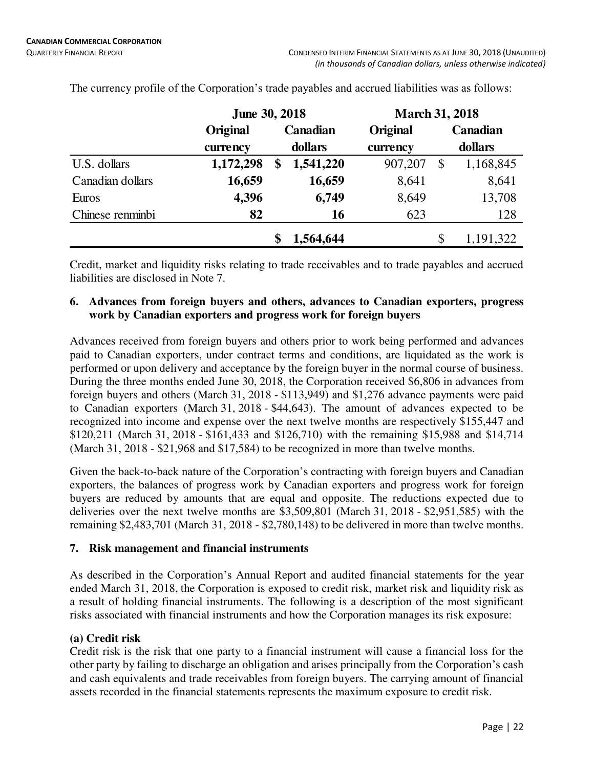The currency profile of the Corporation's trade payables and accrued liabilities was as follows:

| | June 30, 2018 | | March 31, 2018 | |
|---|---|---|---|---|
| | **Original currency** | **Canadian dollars** | **Original currency** | **Canadian dollars** |
| U.S. dollars | **1,172,298** | **$ 1,541,220** | 907,207 | $ 1,168,845 |
| Canadian dollars | **16,659** | **16,659** | 8,641 | 8,641 |
| Euros | **4,396** | **6,749** | 8,649 | 13,708 |
| Chinese renminbi | **82** | **16** | 623 | 128 |
| | | **$ 1,564,644** | | $ 1,191,322 |

Credit, market and liquidity risks relating to trade receivables and to trade payables and accrued liabilities are disclosed in Note 7.

## 6. Advances from foreign buyers and others, advances to Canadian exporters, progress work by Canadian exporters and progress work for foreign buyers

Advances received from foreign buyers and others prior to work being performed and advances paid to Canadian exporters, under contract terms and conditions, are liquidated as the work is performed or upon delivery and acceptance by the foreign buyer in the normal course of business. During the three months ended June 30, 2018, the Corporation received $6,806 in advances from foreign buyers and others (March 31, 2018 - $113,949) and $1,276 advance payments were paid to Canadian exporters (March 31, 2018 - $44,643). The amount of advances expected to be recognized into income and expense over the next twelve months are respectively $155,447 and $120,211 (March 31, 2018 - $161,433 and $126,710) with the remaining $15,988 and $14,714 (March 31, 2018 - $21,968 and $17,584) to be recognized in more than twelve months.

Given the back-to-back nature of the Corporation's contracting with foreign buyers and Canadian exporters, the balances of progress work by Canadian exporters and progress work for foreign buyers are reduced by amounts that are equal and opposite. The reductions expected due to deliveries over the next twelve months are $3,509,801 (March 31, 2018 - $2,951,585) with the remaining $2,483,701 (March 31, 2018 - $2,780,148) to be delivered in more than twelve months.

## 7. Risk management and financial instruments

As described in the Corporation's Annual Report and audited financial statements for the year ended March 31, 2018, the Corporation is exposed to credit risk, market risk and liquidity risk as a result of holding financial instruments. The following is a description of the most significant risks associated with financial instruments and how the Corporation manages its risk exposure:

### (a) Credit risk

Credit risk is the risk that one party to a financial instrument will cause a financial loss for the other party by failing to discharge an obligation and arises principally from the Corporation's cash and cash equivalents and trade receivables from foreign buyers. The carrying amount of financial assets recorded in the financial statements represents the maximum exposure to credit risk.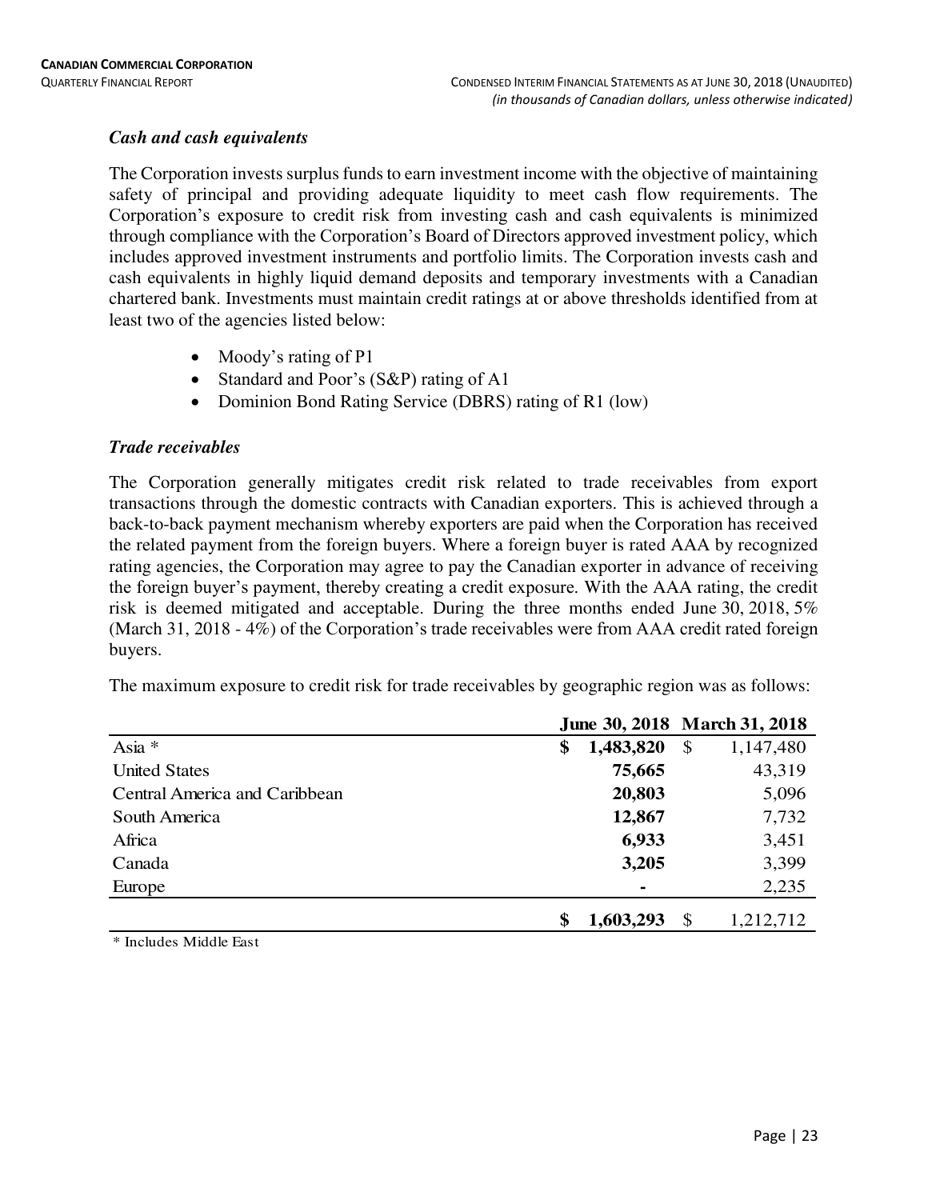### *Cash and cash equivalents*

The Corporation invests surplus funds to earn investment income with the objective of maintaining safety of principal and providing adequate liquidity to meet cash flow requirements. The Corporation's exposure to credit risk from investing cash and cash equivalents is minimized through compliance with the Corporation's Board of Directors approved investment policy, which includes approved investment instruments and portfolio limits. The Corporation invests cash and cash equivalents in highly liquid demand deposits and temporary investments with a Canadian chartered bank. Investments must maintain credit ratings at or above thresholds identified from at least two of the agencies listed below:

- Moody's rating of P1
- Standard and Poor's (S&P) rating of A1
- Dominion Bond Rating Service (DBRS) rating of R1 (low)

### *Trade receivables*

The Corporation generally mitigates credit risk related to trade receivables from export transactions through the domestic contracts with Canadian exporters. This is achieved through a back-to-back payment mechanism whereby exporters are paid when the Corporation has received the related payment from the foreign buyers. Where a foreign buyer is rated AAA by recognized rating agencies, the Corporation may agree to pay the Canadian exporter in advance of receiving the foreign buyer's payment, thereby creating a credit exposure. With the AAA rating, the credit risk is deemed mitigated and acceptable. During the three months ended June 30, 2018, 5% (March 31, 2018 - 4%) of the Corporation's trade receivables were from AAA credit rated foreign buyers.

The maximum exposure to credit risk for trade receivables by geographic region was as follows:

| | **June 30, 2018** | **March 31, 2018** |
|---|---|---|
| Asia * | **$ 1,483,820** | $ 1,147,480 |
| United States | **75,665** | 43,319 |
| Central America and Caribbean | **20,803** | 5,096 |
| South America | **12,867** | 7,732 |
| Africa | **6,933** | 3,451 |
| Canada | **3,205** | 3,399 |
| Europe | **-** | 2,235 |
| | **$ 1,603,293** | $ 1,212,712 |

* Includes Middle East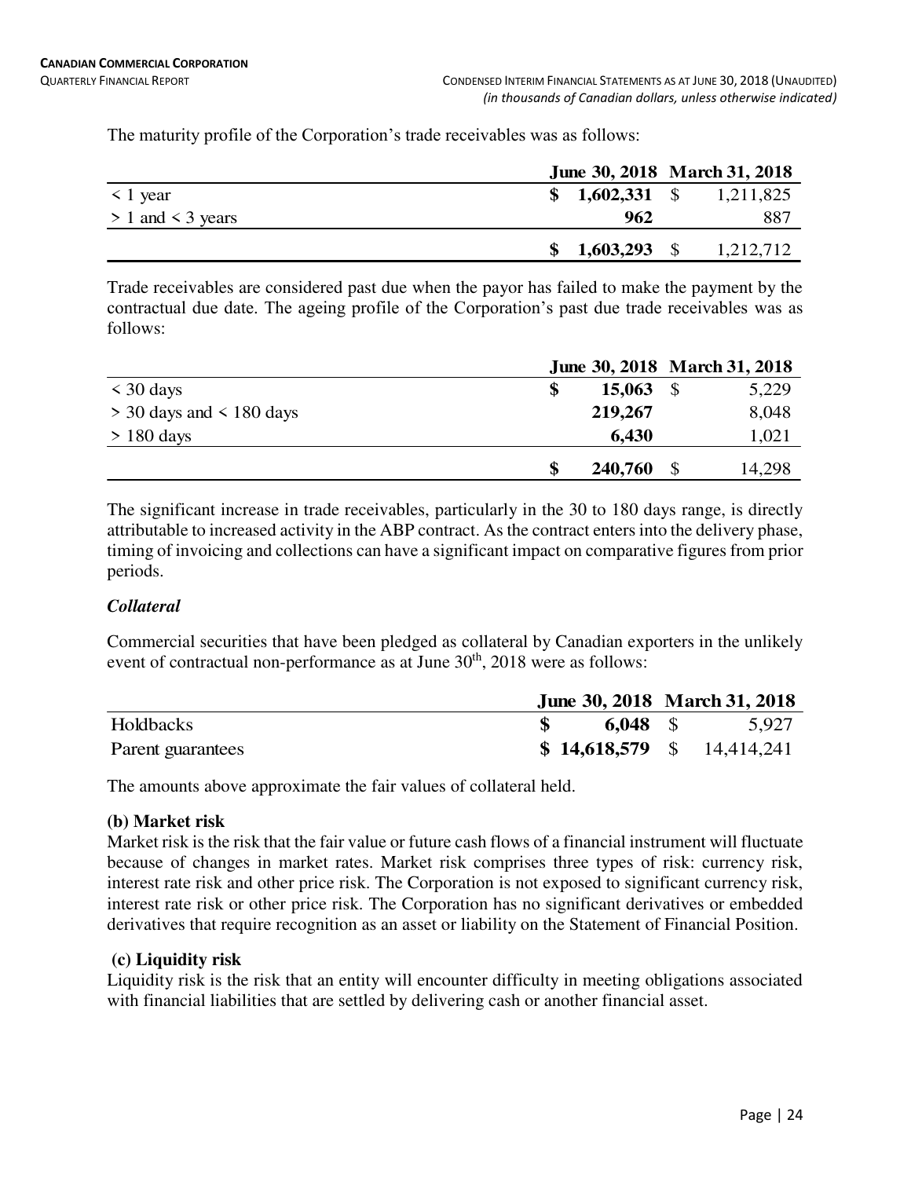The maturity profile of the Corporation's trade receivables was as follows:

| | June 30, 2018 | March 31, 2018 |
|---|---|---|
| < 1 year | **$ 1,602,331** | $ 1,211,825 |
| > 1 and < 3 years | **962** | 887 |
| | **$ 1,603,293** | $ 1,212,712 |

Trade receivables are considered past due when the payor has failed to make the payment by the contractual due date. The ageing profile of the Corporation's past due trade receivables was as follows:

| | June 30, 2018 | March 31, 2018 |
|---|---|---|
| < 30 days | **$ 15,063** | $ 5,229 |
| > 30 days and < 180 days | **219,267** | 8,048 |
| > 180 days | **6,430** | 1,021 |
| | **$ 240,760** | $ 14,298 |

The significant increase in trade receivables, particularly in the 30 to 180 days range, is directly attributable to increased activity in the ABP contract. As the contract enters into the delivery phase, timing of invoicing and collections can have a significant impact on comparative figures from prior periods.

### *Collateral*

Commercial securities that have been pledged as collateral by Canadian exporters in the unlikely event of contractual non-performance as at June 30th, 2018 were as follows:

| | June 30, 2018 | March 31, 2018 |
|---|---|---|
| Holdbacks | **$ 6,048** | $ 5,927 |
| Parent guarantees | **$ 14,618,579** | $ 14,414,241 |

The amounts above approximate the fair values of collateral held.

### (b) Market risk

Market risk is the risk that the fair value or future cash flows of a financial instrument will fluctuate because of changes in market rates. Market risk comprises three types of risk: currency risk, interest rate risk and other price risk. The Corporation is not exposed to significant currency risk, interest rate risk or other price risk. The Corporation has no significant derivatives or embedded derivatives that require recognition as an asset or liability on the Statement of Financial Position.

### (c) Liquidity risk

Liquidity risk is the risk that an entity will encounter difficulty in meeting obligations associated with financial liabilities that are settled by delivering cash or another financial asset.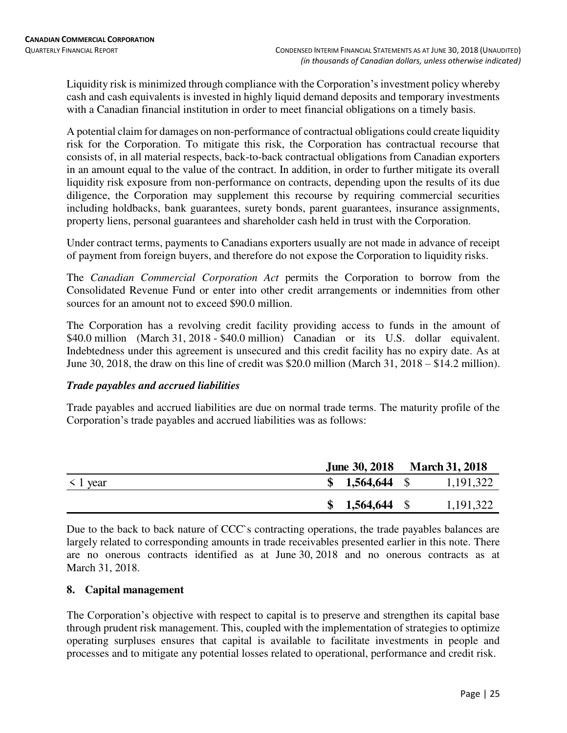Liquidity risk is minimized through compliance with the Corporation's investment policy whereby cash and cash equivalents is invested in highly liquid demand deposits and temporary investments with a Canadian financial institution in order to meet financial obligations on a timely basis.

A potential claim for damages on non-performance of contractual obligations could create liquidity risk for the Corporation. To mitigate this risk, the Corporation has contractual recourse that consists of, in all material respects, back-to-back contractual obligations from Canadian exporters in an amount equal to the value of the contract. In addition, in order to further mitigate its overall liquidity risk exposure from non-performance on contracts, depending upon the results of its due diligence, the Corporation may supplement this recourse by requiring commercial securities including holdbacks, bank guarantees, surety bonds, parent guarantees, insurance assignments, property liens, personal guarantees and shareholder cash held in trust with the Corporation.

Under contract terms, payments to Canadians exporters usually are not made in advance of receipt of payment from foreign buyers, and therefore do not expose the Corporation to liquidity risks.

The *Canadian Commercial Corporation Act* permits the Corporation to borrow from the Consolidated Revenue Fund or enter into other credit arrangements or indemnities from other sources for an amount not to exceed $90.0 million.

The Corporation has a revolving credit facility providing access to funds in the amount of $40.0 million (March 31, 2018 - $40.0 million) Canadian or its U.S. dollar equivalent. Indebtedness under this agreement is unsecured and this credit facility has no expiry date. As at June 30, 2018, the draw on this line of credit was $20.0 million (March 31, 2018 – $14.2 million).

***Trade payables and accrued liabilities***

Trade payables and accrued liabilities are due on normal trade terms. The maturity profile of the Corporation's trade payables and accrued liabilities was as follows:

| | **June 30, 2018** | **March 31, 2018** |
|---|---|---|
| < 1 year | **$ 1,564,644** | $ 1,191,322 |
| | **$ 1,564,644** | $ 1,191,322 |

Due to the back to back nature of CCC`s contracting operations, the trade payables balances are largely related to corresponding amounts in trade receivables presented earlier in this note. There are no onerous contracts identified as at June 30, 2018 and no onerous contracts as at March 31, 2018.

## 8. Capital management

The Corporation's objective with respect to capital is to preserve and strengthen its capital base through prudent risk management. This, coupled with the implementation of strategies to optimize operating surpluses ensures that capital is available to facilitate investments in people and processes and to mitigate any potential losses related to operational, performance and credit risk.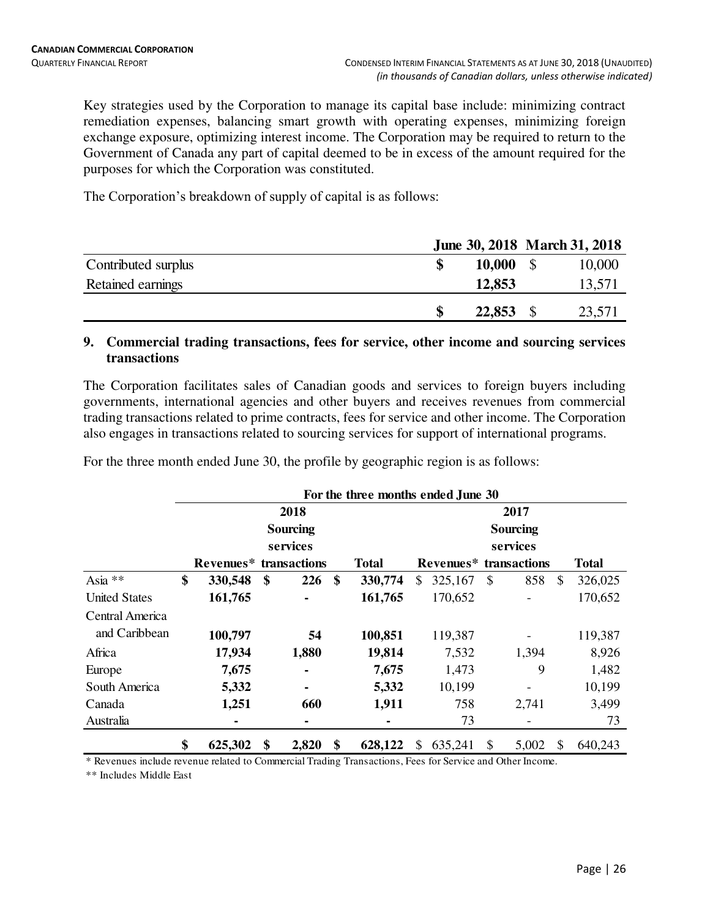Key strategies used by the Corporation to manage its capital base include: minimizing contract remediation expenses, balancing smart growth with operating expenses, minimizing foreign exchange exposure, optimizing interest income. The Corporation may be required to return to the Government of Canada any part of capital deemed to be in excess of the amount required for the purposes for which the Corporation was constituted.

The Corporation's breakdown of supply of capital is as follows:

| | June 30, 2018 | March 31, 2018 |
|---|---|---|
| Contributed surplus | **$ 10,000** | $ 10,000 |
| Retained earnings | **12,853** | 13,571 |
| | **$ 22,853** | $ 23,571 |

## 9. Commercial trading transactions, fees for service, other income and sourcing services transactions

The Corporation facilitates sales of Canadian goods and services to foreign buyers including governments, international agencies and other buyers and receives revenues from commercial trading transactions related to prime contracts, fees for service and other income. The Corporation also engages in transactions related to sourcing services for support of international programs.

For the three month ended June 30, the profile by geographic region is as follows:

| | For the three months ended June 30 | | | | | |
|---|---|---|---|---|---|---|
| | 2018 | | | 2017 | | |
| | Revenues* | Sourcing services transactions | Total | Revenues* | Sourcing services transactions | Total |
| Asia ** | **$ 330,548** | **$ 226** | **$ 330,774** | $ 325,167 | $ 858 | $ 326,025 |
| United States | **161,765** | **-** | **161,765** | 170,652 | - | 170,652 |
| Central America and Caribbean | **100,797** | **54** | **100,851** | 119,387 | - | 119,387 |
| Africa | **17,934** | **1,880** | **19,814** | 7,532 | 1,394 | 8,926 |
| Europe | **7,675** | **-** | **7,675** | 1,473 | 9 | 1,482 |
| South America | **5,332** | **-** | **5,332** | 10,199 | - | 10,199 |
| Canada | **1,251** | **660** | **1,911** | 758 | 2,741 | 3,499 |
| Australia | **-** | **-** | **-** | 73 | - | 73 |
| | **$ 625,302** | **$ 2,820** | **$ 628,122** | $ 635,241 | $ 5,002 | $ 640,243 |

\* Revenues include revenue related to Commercial Trading Transactions, Fees for Service and Other Income.

\*\* Includes Middle East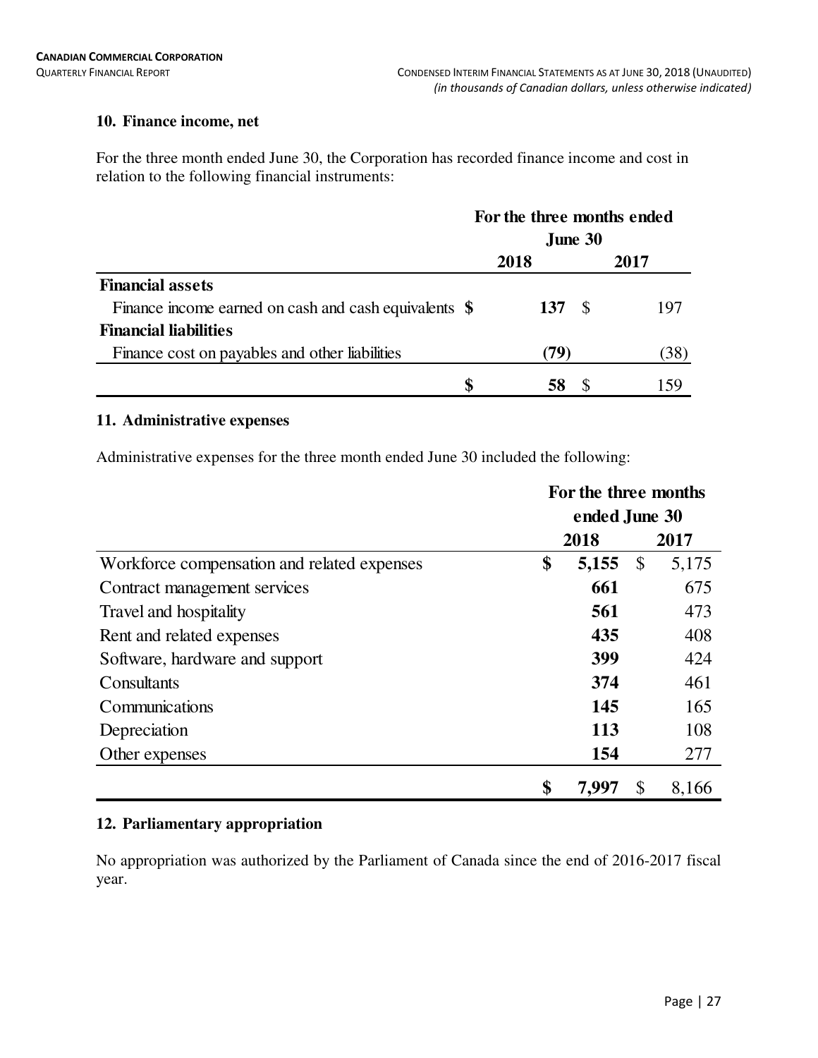## 10. Finance income, net

For the three month ended June 30, the Corporation has recorded finance income and cost in relation to the following financial instruments:

| | For the three months ended June 30 | |
|---|---|---|
| | **2018** | **2017** |
| **Financial assets** | | |
| Finance income earned on cash and cash equivalents | **$ 137** | $ 197 |
| **Financial liabilities** | | |
| Finance cost on payables and other liabilities | **(79)** | (38) |
| | **$ 58** | $ 159 |

## 11. Administrative expenses

Administrative expenses for the three month ended June 30 included the following:

| | For the three months ended June 30 | |
|---|---|---|
| | **2018** | **2017** |
| Workforce compensation and related expenses | **$ 5,155** | $ 5,175 |
| Contract management services | **661** | 675 |
| Travel and hospitality | **561** | 473 |
| Rent and related expenses | **435** | 408 |
| Software, hardware and support | **399** | 424 |
| Consultants | **374** | 461 |
| Communications | **145** | 165 |
| Depreciation | **113** | 108 |
| Other expenses | **154** | 277 |
| | **$ 7,997** | $ 8,166 |

## 12. Parliamentary appropriation

No appropriation was authorized by the Parliament of Canada since the end of 2016-2017 fiscal year.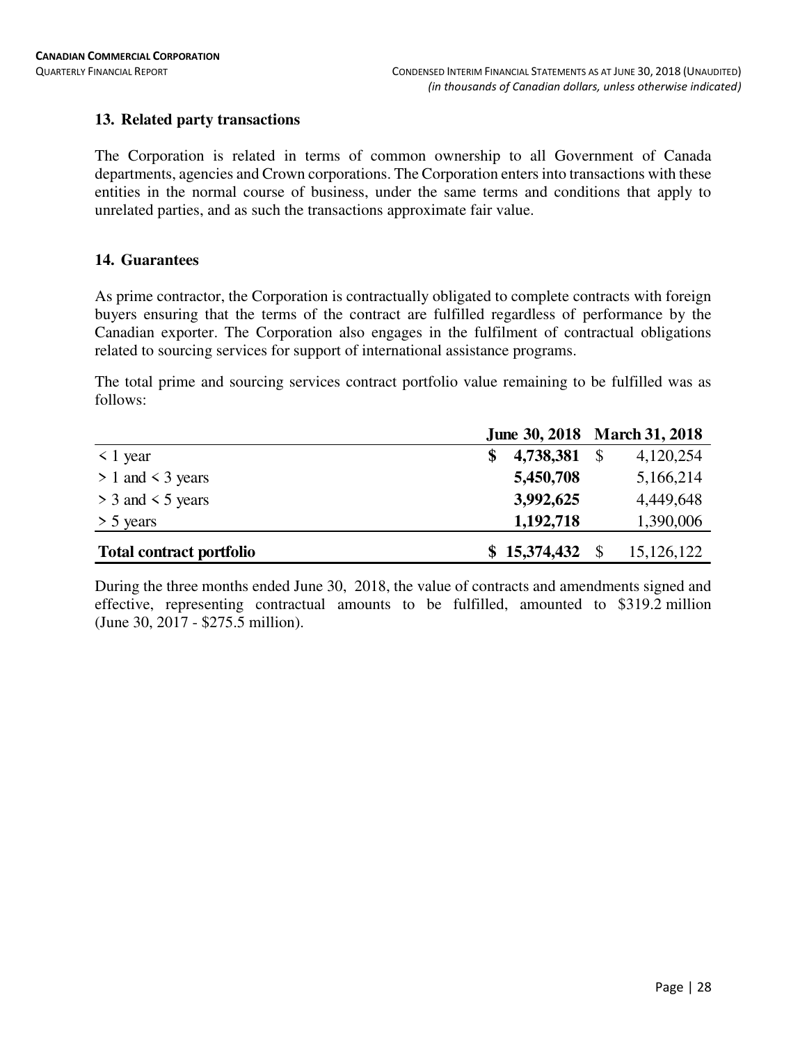## 13. Related party transactions

The Corporation is related in terms of common ownership to all Government of Canada departments, agencies and Crown corporations. The Corporation enters into transactions with these entities in the normal course of business, under the same terms and conditions that apply to unrelated parties, and as such the transactions approximate fair value.

## 14. Guarantees

As prime contractor, the Corporation is contractually obligated to complete contracts with foreign buyers ensuring that the terms of the contract are fulfilled regardless of performance by the Canadian exporter. The Corporation also engages in the fulfilment of contractual obligations related to sourcing services for support of international assistance programs.

The total prime and sourcing services contract portfolio value remaining to be fulfilled was as follows:

| | June 30, 2018 | March 31, 2018 |
|---|---|---|
| < 1 year | **$ 4,738,381** | $ 4,120,254 |
| > 1 and < 3 years | **5,450,708** | 5,166,214 |
| > 3 and < 5 years | **3,992,625** | 4,449,648 |
| > 5 years | **1,192,718** | 1,390,006 |
| **Total contract portfolio** | **$ 15,374,432** | $ 15,126,122 |

During the three months ended June 30, 2018, the value of contracts and amendments signed and effective, representing contractual amounts to be fulfilled, amounted to $319.2 million (June 30, 2017 - $275.5 million).